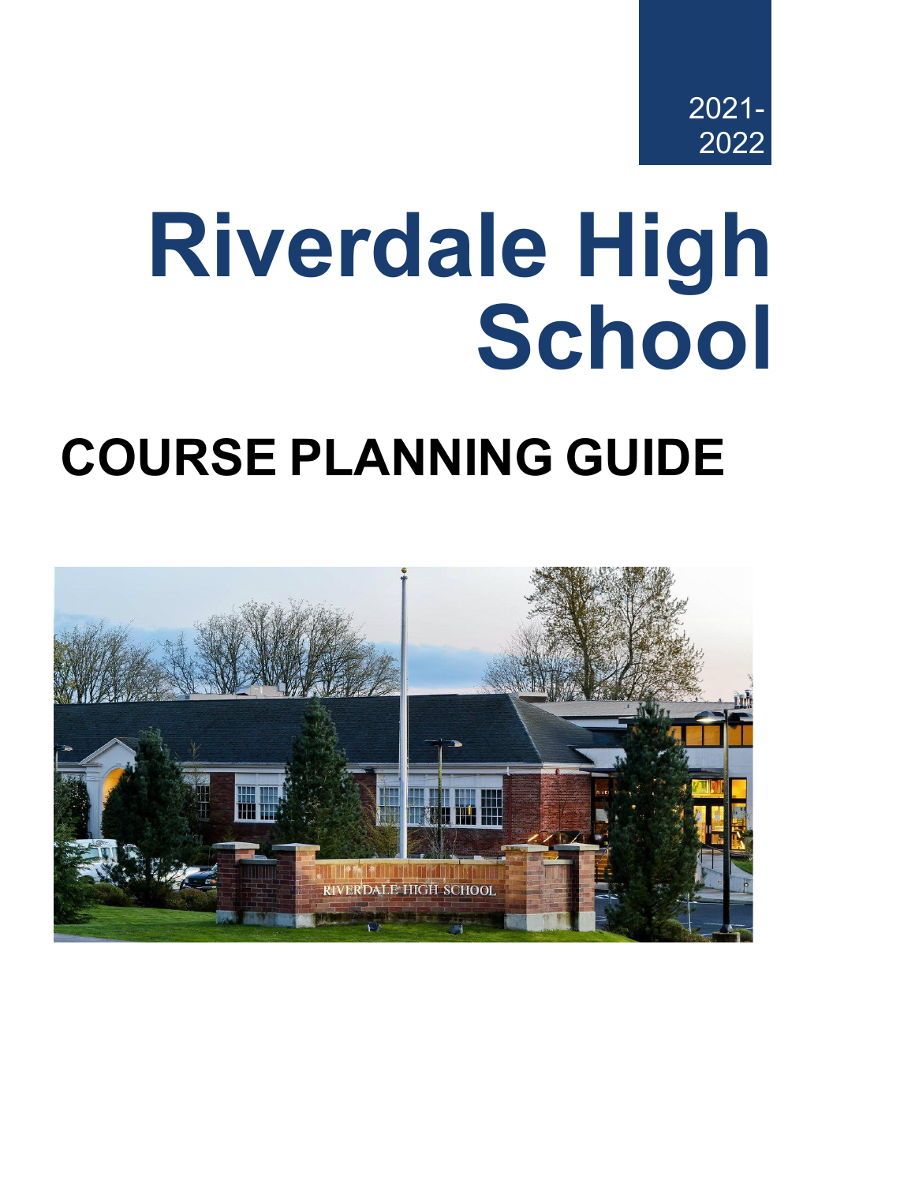2021-2022

# Riverdale High School

## COURSE PLANNING GUIDE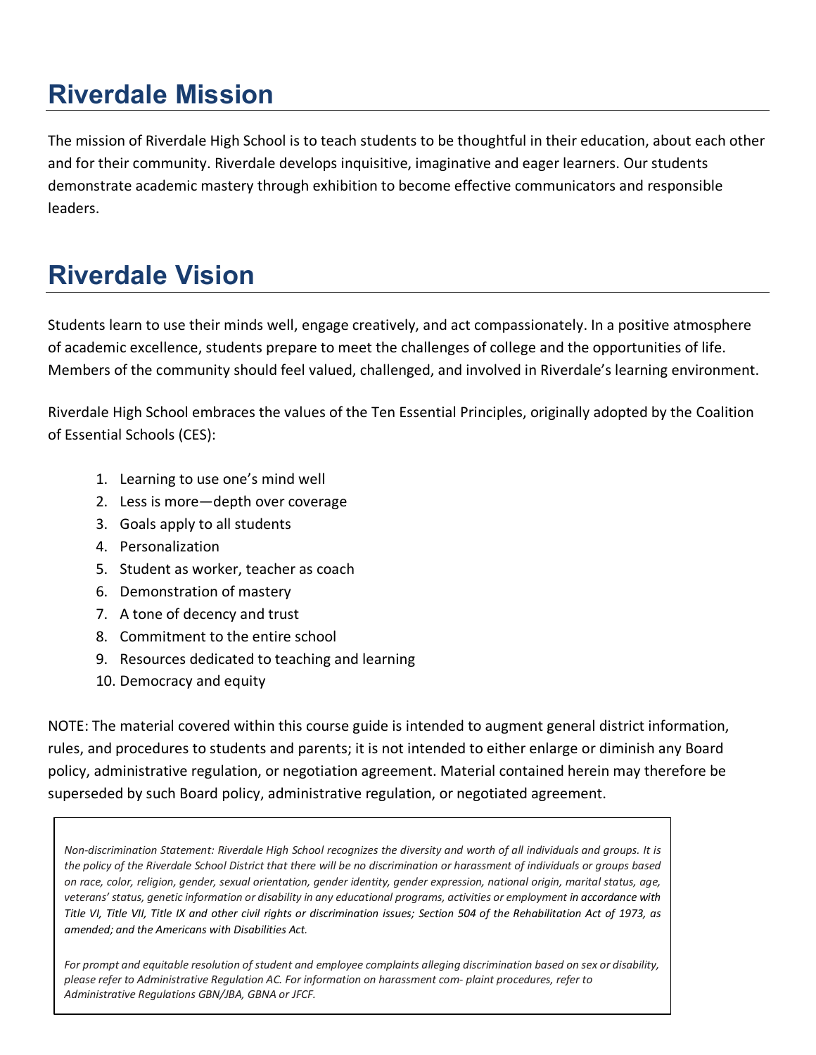# Riverdale Mission

The mission of Riverdale High School is to teach students to be thoughtful in their education, about each other and for their community. Riverdale develops inquisitive, imaginative and eager learners. Our students demonstrate academic mastery through exhibition to become effective communicators and responsible leaders.

# Riverdale Vision

Students learn to use their minds well, engage creatively, and act compassionately. In a positive atmosphere of academic excellence, students prepare to meet the challenges of college and the opportunities of life. Members of the community should feel valued, challenged, and involved in Riverdale's learning environment.

Riverdale High School embraces the values of the Ten Essential Principles, originally adopted by the Coalition of Essential Schools (CES):

1. Learning to use one's mind well
2. Less is more—depth over coverage
3. Goals apply to all students
4. Personalization
5. Student as worker, teacher as coach
6. Demonstration of mastery
7. A tone of decency and trust
8. Commitment to the entire school
9. Resources dedicated to teaching and learning
10. Democracy and equity

NOTE: The material covered within this course guide is intended to augment general district information, rules, and procedures to students and parents; it is not intended to either enlarge or diminish any Board policy, administrative regulation, or negotiation agreement. Material contained herein may therefore be superseded by such Board policy, administrative regulation, or negotiated agreement.

*Non-discrimination Statement: Riverdale High School recognizes the diversity and worth of all individuals and groups. It is the policy of the Riverdale School District that there will be no discrimination or harassment of individuals or groups based on race, color, religion, gender, sexual orientation, gender identity, gender expression, national origin, marital status, age, veterans' status, genetic information or disability in any educational programs, activities or employment in accordance with Title VI, Title VII, Title IX and other civil rights or discrimination issues; Section 504 of the Rehabilitation Act of 1973, as amended; and the Americans with Disabilities Act.*

*For prompt and equitable resolution of student and employee complaints alleging discrimination based on sex or disability, please refer to Administrative Regulation AC. For information on harassment com- plaint procedures, refer to Administrative Regulations GBN/JBA, GBNA or JFCF.*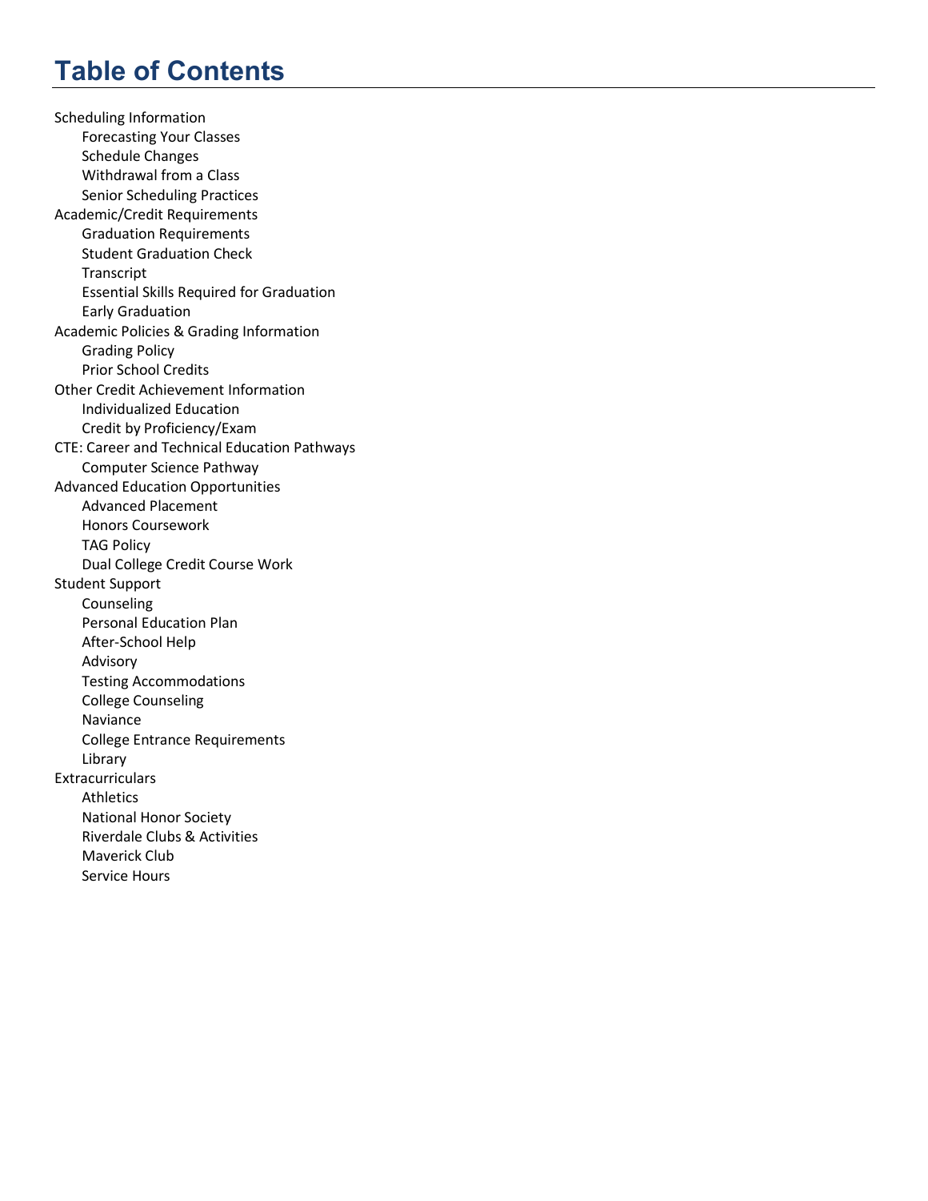# Table of Contents

- Scheduling Information
  - Forecasting Your Classes
  - Schedule Changes
  - Withdrawal from a Class
  - Senior Scheduling Practices
- Academic/Credit Requirements
  - Graduation Requirements
  - Student Graduation Check
  - Transcript
  - Essential Skills Required for Graduation
  - Early Graduation
- Academic Policies & Grading Information
  - Grading Policy
  - Prior School Credits
- Other Credit Achievement Information
  - Individualized Education
  - Credit by Proficiency/Exam
- CTE: Career and Technical Education Pathways
  - Computer Science Pathway
- Advanced Education Opportunities
  - Advanced Placement
  - Honors Coursework
  - TAG Policy
  - Dual College Credit Course Work
- Student Support
  - Counseling
  - Personal Education Plan
  - After-School Help
  - Advisory
  - Testing Accommodations
  - College Counseling
  - Naviance
  - College Entrance Requirements
  - Library
- Extracurriculars
  - Athletics
  - National Honor Society
  - Riverdale Clubs & Activities
  - Maverick Club
  - Service Hours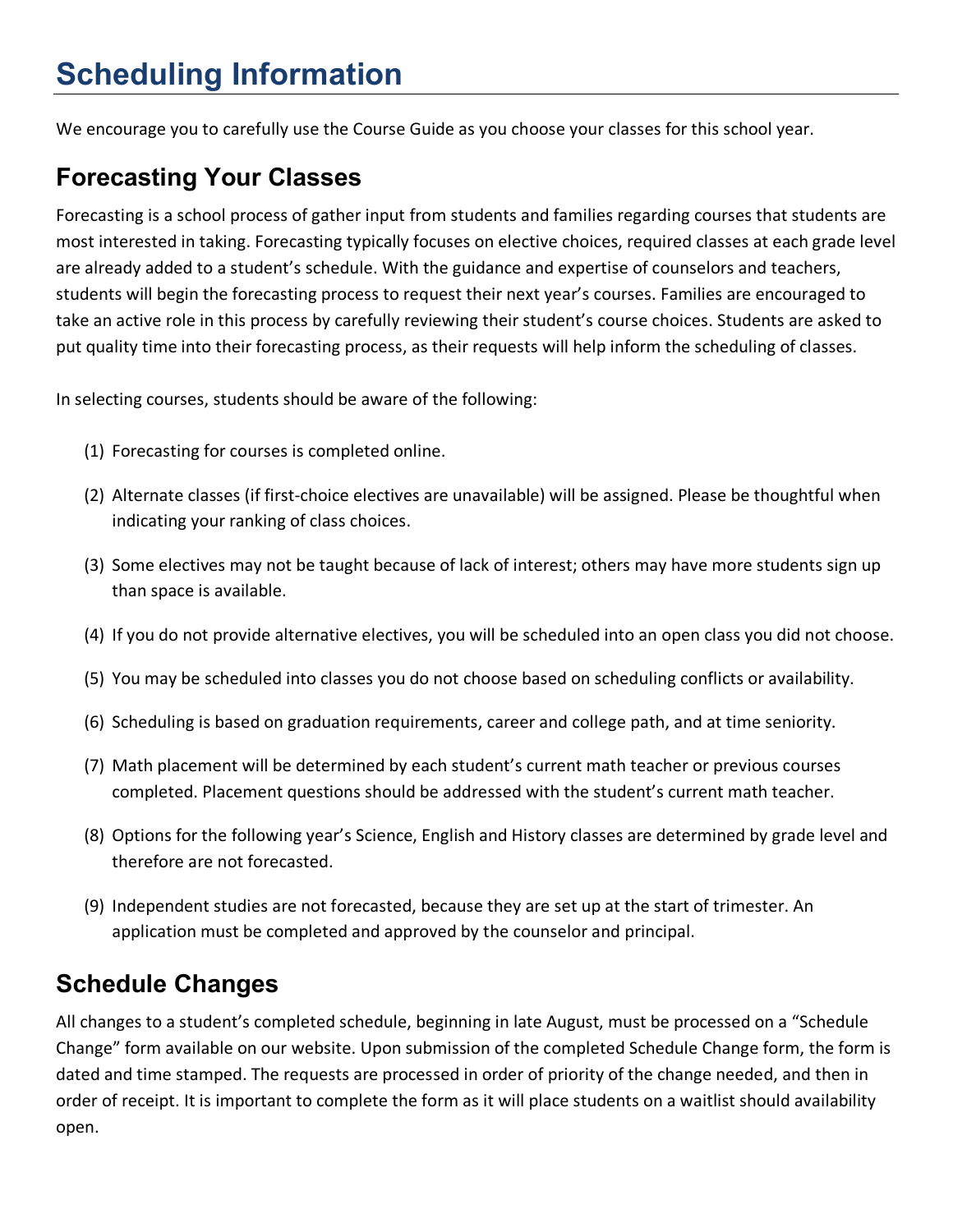# Scheduling Information

We encourage you to carefully use the Course Guide as you choose your classes for this school year.

## Forecasting Your Classes

Forecasting is a school process of gather input from students and families regarding courses that students are most interested in taking. Forecasting typically focuses on elective choices, required classes at each grade level are already added to a student's schedule. With the guidance and expertise of counselors and teachers, students will begin the forecasting process to request their next year's courses. Families are encouraged to take an active role in this process by carefully reviewing their student's course choices. Students are asked to put quality time into their forecasting process, as their requests will help inform the scheduling of classes.

In selecting courses, students should be aware of the following:

(1) Forecasting for courses is completed online.

(2) Alternate classes (if first-choice electives are unavailable) will be assigned. Please be thoughtful when indicating your ranking of class choices.

(3) Some electives may not be taught because of lack of interest; others may have more students sign up than space is available.

(4) If you do not provide alternative electives, you will be scheduled into an open class you did not choose.

(5) You may be scheduled into classes you do not choose based on scheduling conflicts or availability.

(6) Scheduling is based on graduation requirements, career and college path, and at time seniority.

(7) Math placement will be determined by each student's current math teacher or previous courses completed. Placement questions should be addressed with the student's current math teacher.

(8) Options for the following year's Science, English and History classes are determined by grade level and therefore are not forecasted.

(9) Independent studies are not forecasted, because they are set up at the start of trimester. An application must be completed and approved by the counselor and principal.

## Schedule Changes

All changes to a student's completed schedule, beginning in late August, must be processed on a "Schedule Change" form available on our website. Upon submission of the completed Schedule Change form, the form is dated and time stamped. The requests are processed in order of priority of the change needed, and then in order of receipt. It is important to complete the form as it will place students on a waitlist should availability open.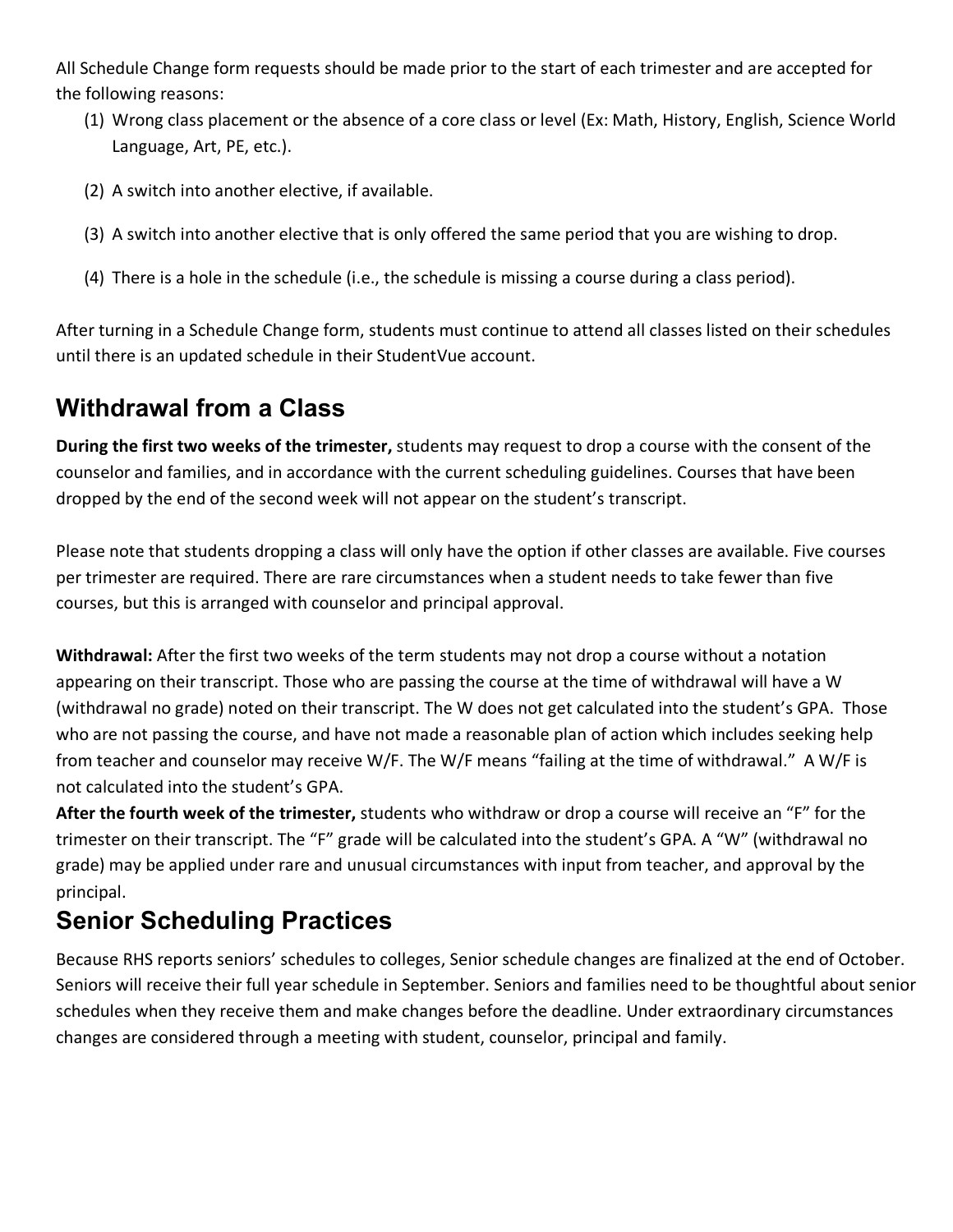All Schedule Change form requests should be made prior to the start of each trimester and are accepted for the following reasons:

(1) Wrong class placement or the absence of a core class or level (Ex: Math, History, English, Science World Language, Art, PE, etc.).

(2) A switch into another elective, if available.

(3) A switch into another elective that is only offered the same period that you are wishing to drop.

(4) There is a hole in the schedule (i.e., the schedule is missing a course during a class period).

After turning in a Schedule Change form, students must continue to attend all classes listed on their schedules until there is an updated schedule in their StudentVue account.

## Withdrawal from a Class

**During the first two weeks of the trimester,** students may request to drop a course with the consent of the counselor and families, and in accordance with the current scheduling guidelines. Courses that have been dropped by the end of the second week will not appear on the student's transcript.

Please note that students dropping a class will only have the option if other classes are available. Five courses per trimester are required. There are rare circumstances when a student needs to take fewer than five courses, but this is arranged with counselor and principal approval.

**Withdrawal:** After the first two weeks of the term students may not drop a course without a notation appearing on their transcript. Those who are passing the course at the time of withdrawal will have a W (withdrawal no grade) noted on their transcript. The W does not get calculated into the student's GPA. Those who are not passing the course, and have not made a reasonable plan of action which includes seeking help from teacher and counselor may receive W/F. The W/F means "failing at the time of withdrawal." A W/F is not calculated into the student's GPA.

**After the fourth week of the trimester,** students who withdraw or drop a course will receive an "F" for the trimester on their transcript. The "F" grade will be calculated into the student's GPA. A "W" (withdrawal no grade) may be applied under rare and unusual circumstances with input from teacher, and approval by the principal.

## Senior Scheduling Practices

Because RHS reports seniors' schedules to colleges, Senior schedule changes are finalized at the end of October. Seniors will receive their full year schedule in September. Seniors and families need to be thoughtful about senior schedules when they receive them and make changes before the deadline. Under extraordinary circumstances changes are considered through a meeting with student, counselor, principal and family.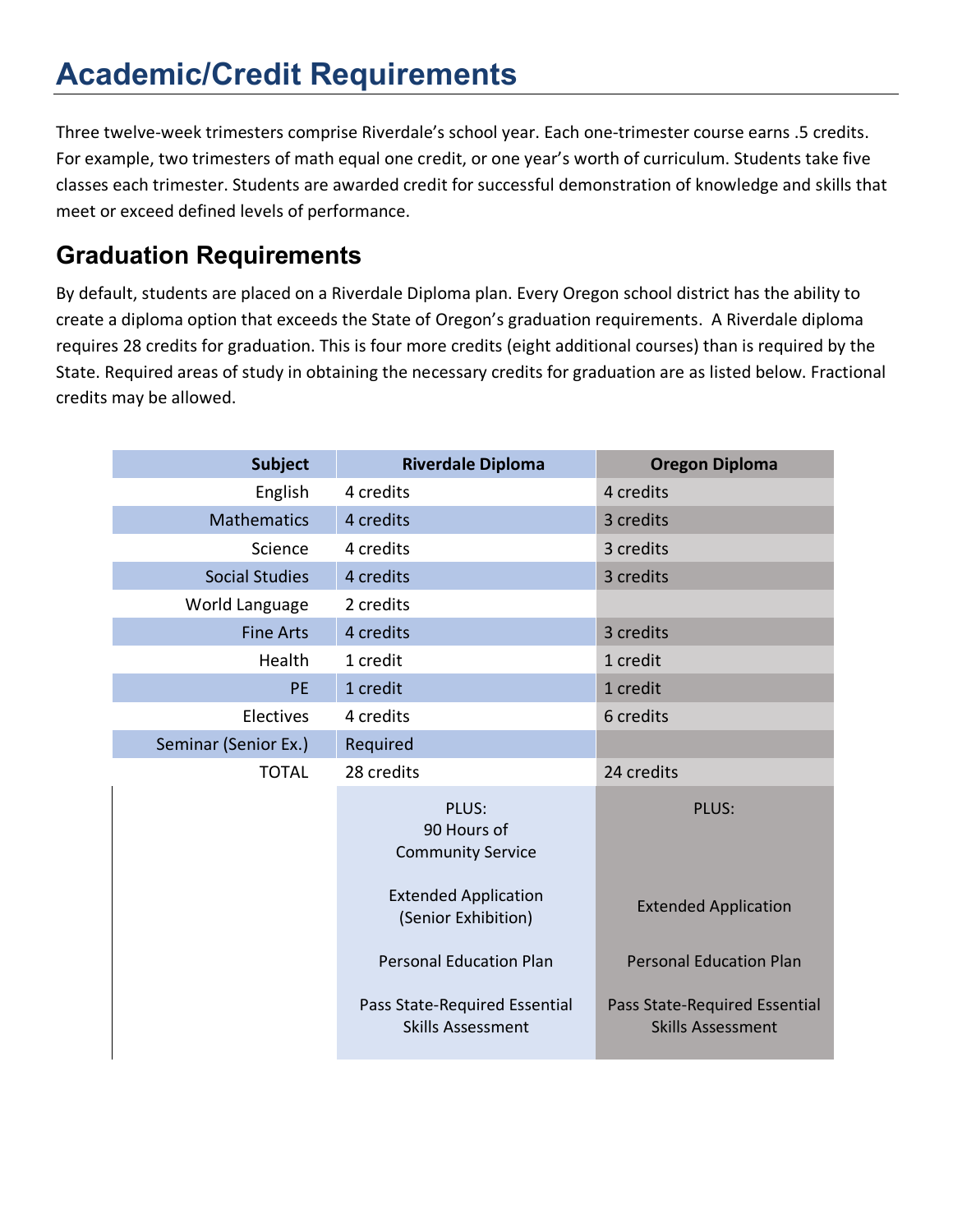# Academic/Credit Requirements

Three twelve-week trimesters comprise Riverdale's school year. Each one-trimester course earns .5 credits. For example, two trimesters of math equal one credit, or one year's worth of curriculum. Students take five classes each trimester. Students are awarded credit for successful demonstration of knowledge and skills that meet or exceed defined levels of performance.

## Graduation Requirements

By default, students are placed on a Riverdale Diploma plan. Every Oregon school district has the ability to create a diploma option that exceeds the State of Oregon's graduation requirements. A Riverdale diploma requires 28 credits for graduation. This is four more credits (eight additional courses) than is required by the State. Required areas of study in obtaining the necessary credits for graduation are as listed below. Fractional credits may be allowed.

| Subject | Riverdale Diploma | Oregon Diploma |
|---|---|---|
| English | 4 credits | 4 credits |
| Mathematics | 4 credits | 3 credits |
| Science | 4 credits | 3 credits |
| Social Studies | 4 credits | 3 credits |
| World Language | 2 credits | |
| Fine Arts | 4 credits | 3 credits |
| Health | 1 credit | 1 credit |
| PE | 1 credit | 1 credit |
| Electives | 4 credits | 6 credits |
| Seminar (Senior Ex.) | Required | |
| TOTAL | 28 credits | 24 credits |
| | PLUS: 90 Hours of Community Service | PLUS: |
| | Extended Application (Senior Exhibition) | Extended Application |
| | Personal Education Plan | Personal Education Plan |
| | Pass State-Required Essential Skills Assessment | Pass State-Required Essential Skills Assessment |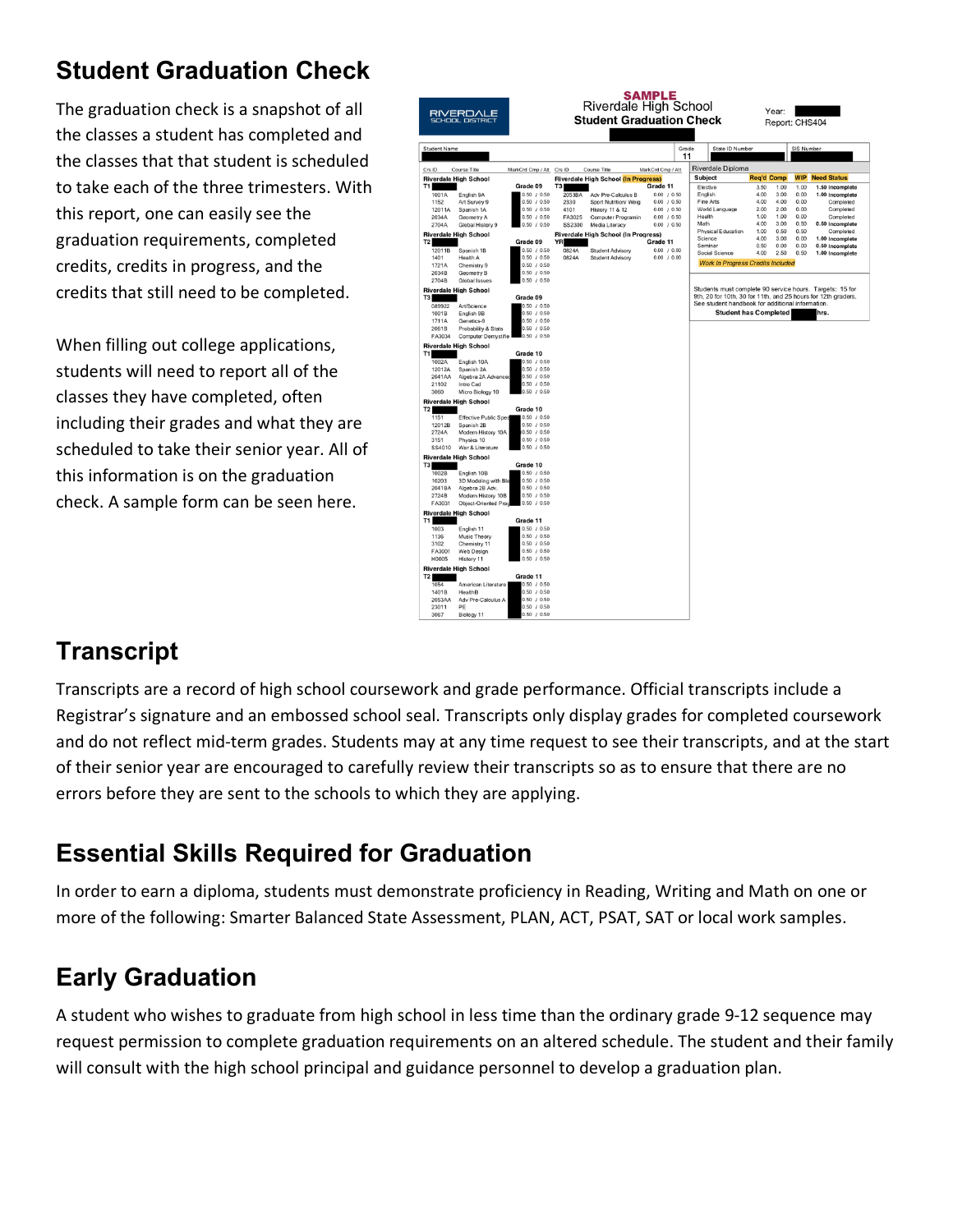## Student Graduation Check

The graduation check is a snapshot of all the classes a student has completed and the classes that that student is scheduled to take each of the three trimesters. With this report, one can easily see the graduation requirements, completed credits, credits in progress, and the credits that still need to be completed.

When filling out college applications, students will need to report all of the classes they have completed, often including their grades and what they are scheduled to take their senior year. All of this information is on the graduation check. A sample form can be seen here.

## Transcript

Transcripts are a record of high school coursework and grade performance. Official transcripts include a Registrar's signature and an embossed school seal. Transcripts only display grades for completed coursework and do not reflect mid-term grades. Students may at any time request to see their transcripts, and at the start of their senior year are encouraged to carefully review their transcripts so as to ensure that there are no errors before they are sent to the schools to which they are applying.

## Essential Skills Required for Graduation

In order to earn a diploma, students must demonstrate proficiency in Reading, Writing and Math on one or more of the following: Smarter Balanced State Assessment, PLAN, ACT, PSAT, SAT or local work samples.

## Early Graduation

A student who wishes to graduate from high school in less time than the ordinary grade 9-12 sequence may request permission to complete graduation requirements on an altered schedule. The student and their family will consult with the high school principal and guidance personnel to develop a graduation plan.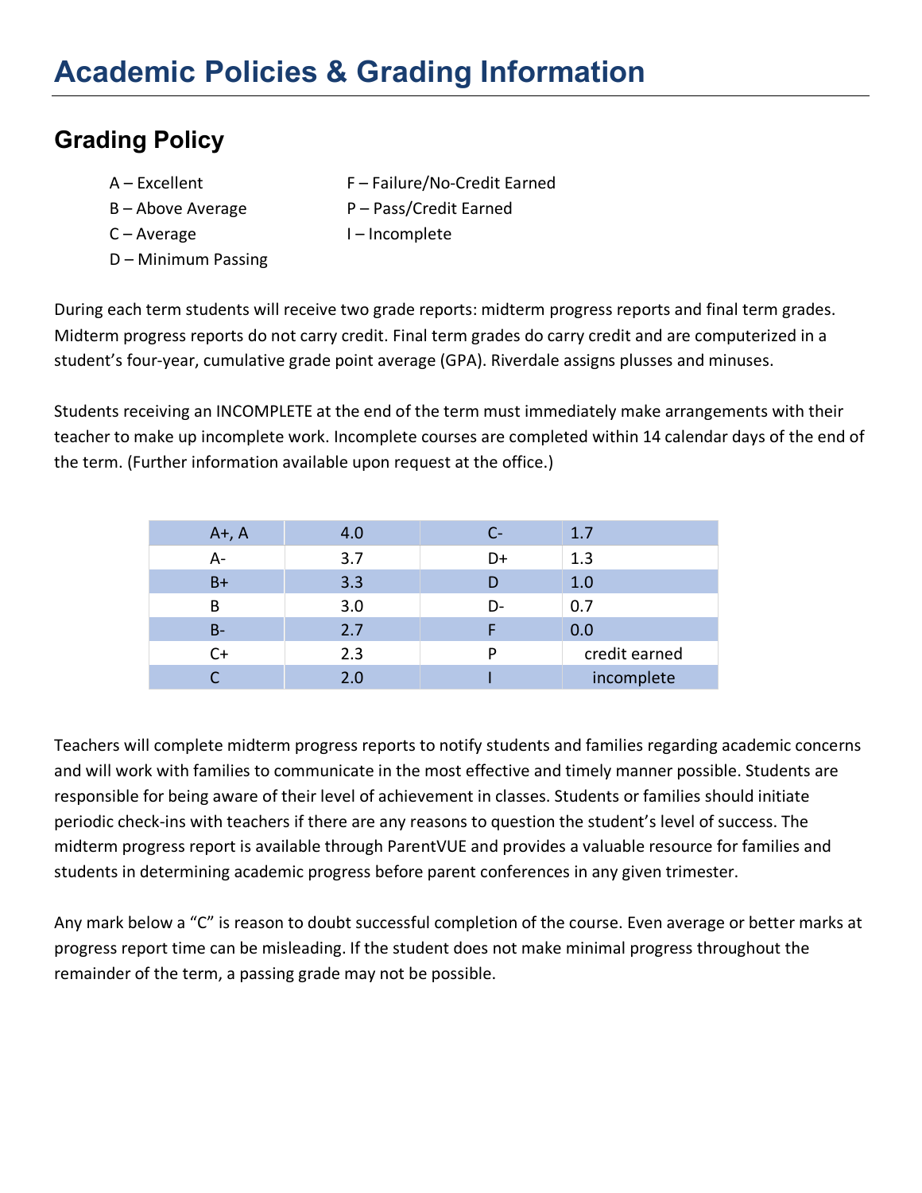# Academic Policies & Grading Information

## Grading Policy

- A – Excellent
- B – Above Average
- C – Average
- D – Minimum Passing
- F – Failure/No-Credit Earned
- P – Pass/Credit Earned
- I – Incomplete

During each term students will receive two grade reports: midterm progress reports and final term grades. Midterm progress reports do not carry credit. Final term grades do carry credit and are computerized in a student's four-year, cumulative grade point average (GPA). Riverdale assigns plusses and minuses.

Students receiving an INCOMPLETE at the end of the term must immediately make arrangements with their teacher to make up incomplete work. Incomplete courses are completed within 14 calendar days of the end of the term. (Further information available upon request at the office.)

| | | | |
|---|---|---|---|
| A+, A | 4.0 | C- | 1.7 |
| A- | 3.7 | D+ | 1.3 |
| B+ | 3.3 | D | 1.0 |
| B | 3.0 | D- | 0.7 |
| B- | 2.7 | F | 0.0 |
| C+ | 2.3 | P | credit earned |
| C | 2.0 | I | incomplete |

Teachers will complete midterm progress reports to notify students and families regarding academic concerns and will work with families to communicate in the most effective and timely manner possible. Students are responsible for being aware of their level of achievement in classes. Students or families should initiate periodic check-ins with teachers if there are any reasons to question the student's level of success. The midterm progress report is available through ParentVUE and provides a valuable resource for families and students in determining academic progress before parent conferences in any given trimester.

Any mark below a "C" is reason to doubt successful completion of the course. Even average or better marks at progress report time can be misleading. If the student does not make minimal progress throughout the remainder of the term, a passing grade may not be possible.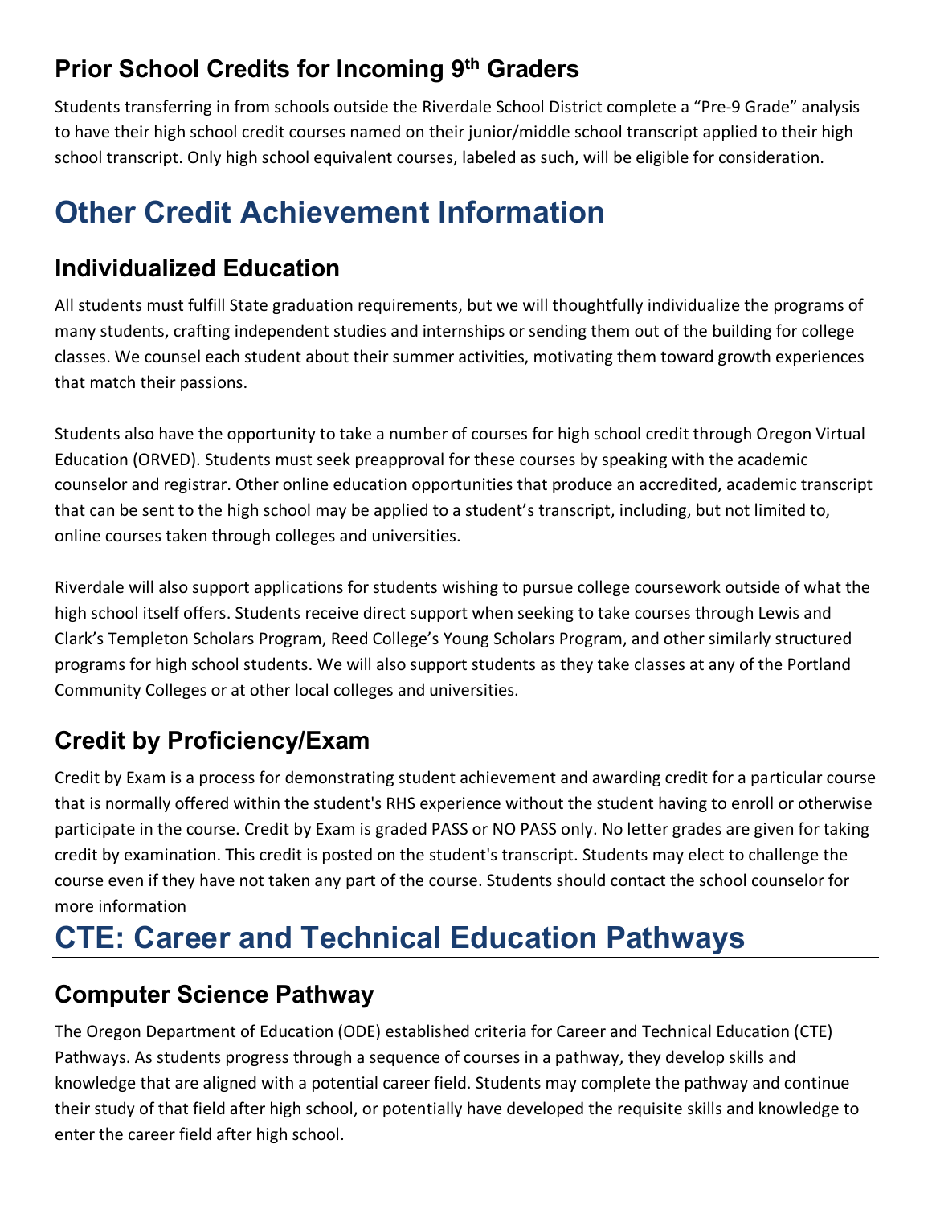## Prior School Credits for Incoming 9th Graders

Students transferring in from schools outside the Riverdale School District complete a "Pre-9 Grade" analysis to have their high school credit courses named on their junior/middle school transcript applied to their high school transcript. Only high school equivalent courses, labeled as such, will be eligible for consideration.

# Other Credit Achievement Information

## Individualized Education

All students must fulfill State graduation requirements, but we will thoughtfully individualize the programs of many students, crafting independent studies and internships or sending them out of the building for college classes. We counsel each student about their summer activities, motivating them toward growth experiences that match their passions.

Students also have the opportunity to take a number of courses for high school credit through Oregon Virtual Education (ORVED). Students must seek preapproval for these courses by speaking with the academic counselor and registrar. Other online education opportunities that produce an accredited, academic transcript that can be sent to the high school may be applied to a student's transcript, including, but not limited to, online courses taken through colleges and universities.

Riverdale will also support applications for students wishing to pursue college coursework outside of what the high school itself offers. Students receive direct support when seeking to take courses through Lewis and Clark's Templeton Scholars Program, Reed College's Young Scholars Program, and other similarly structured programs for high school students. We will also support students as they take classes at any of the Portland Community Colleges or at other local colleges and universities.

## Credit by Proficiency/Exam

Credit by Exam is a process for demonstrating student achievement and awarding credit for a particular course that is normally offered within the student's RHS experience without the student having to enroll or otherwise participate in the course. Credit by Exam is graded PASS or NO PASS only. No letter grades are given for taking credit by examination. This credit is posted on the student's transcript. Students may elect to challenge the course even if they have not taken any part of the course. Students should contact the school counselor for more information

# CTE: Career and Technical Education Pathways

## Computer Science Pathway

The Oregon Department of Education (ODE) established criteria for Career and Technical Education (CTE) Pathways. As students progress through a sequence of courses in a pathway, they develop skills and knowledge that are aligned with a potential career field. Students may complete the pathway and continue their study of that field after high school, or potentially have developed the requisite skills and knowledge to enter the career field after high school.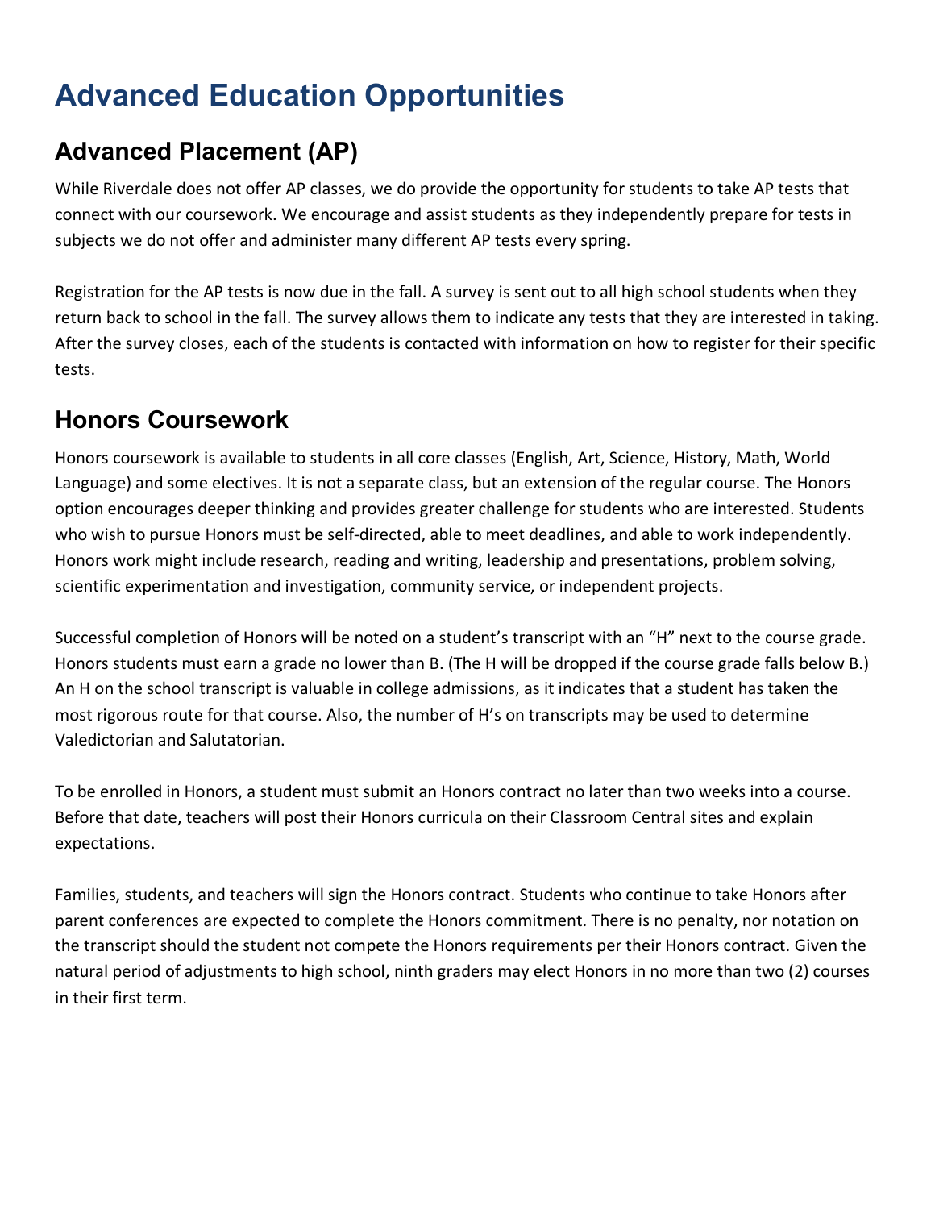# Advanced Education Opportunities

## Advanced Placement (AP)

While Riverdale does not offer AP classes, we do provide the opportunity for students to take AP tests that connect with our coursework. We encourage and assist students as they independently prepare for tests in subjects we do not offer and administer many different AP tests every spring.

Registration for the AP tests is now due in the fall. A survey is sent out to all high school students when they return back to school in the fall. The survey allows them to indicate any tests that they are interested in taking. After the survey closes, each of the students is contacted with information on how to register for their specific tests.

## Honors Coursework

Honors coursework is available to students in all core classes (English, Art, Science, History, Math, World Language) and some electives. It is not a separate class, but an extension of the regular course. The Honors option encourages deeper thinking and provides greater challenge for students who are interested. Students who wish to pursue Honors must be self-directed, able to meet deadlines, and able to work independently. Honors work might include research, reading and writing, leadership and presentations, problem solving, scientific experimentation and investigation, community service, or independent projects.

Successful completion of Honors will be noted on a student's transcript with an "H" next to the course grade. Honors students must earn a grade no lower than B. (The H will be dropped if the course grade falls below B.) An H on the school transcript is valuable in college admissions, as it indicates that a student has taken the most rigorous route for that course. Also, the number of H's on transcripts may be used to determine Valedictorian and Salutatorian.

To be enrolled in Honors, a student must submit an Honors contract no later than two weeks into a course. Before that date, teachers will post their Honors curricula on their Classroom Central sites and explain expectations.

Families, students, and teachers will sign the Honors contract. Students who continue to take Honors after parent conferences are expected to complete the Honors commitment. There is <u>no</u> penalty, nor notation on the transcript should the student not compete the Honors requirements per their Honors contract. Given the natural period of adjustments to high school, ninth graders may elect Honors in no more than two (2) courses in their first term.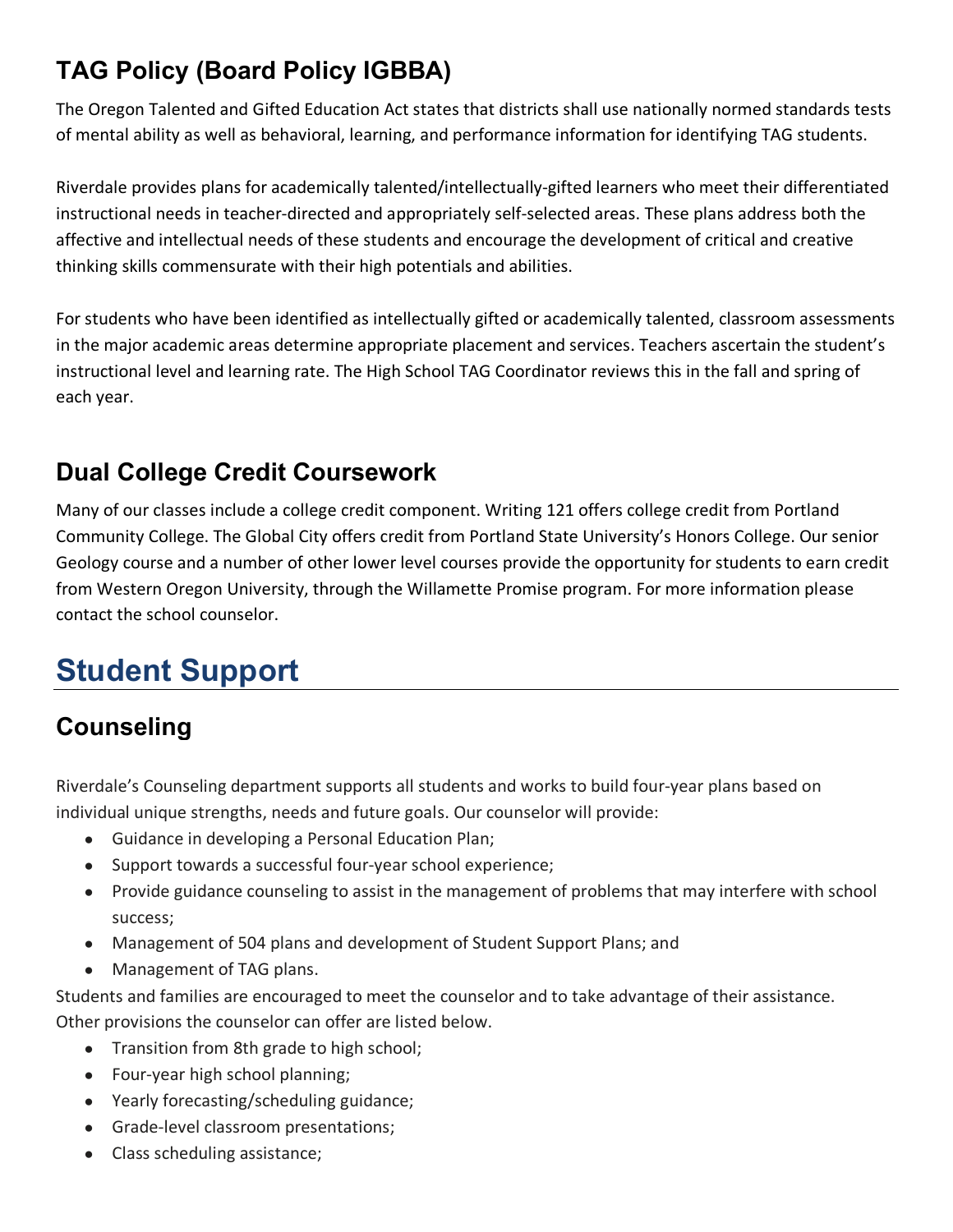## TAG Policy (Board Policy IGBBA)

The Oregon Talented and Gifted Education Act states that districts shall use nationally normed standards tests of mental ability as well as behavioral, learning, and performance information for identifying TAG students.

Riverdale provides plans for academically talented/intellectually-gifted learners who meet their differentiated instructional needs in teacher-directed and appropriately self-selected areas. These plans address both the affective and intellectual needs of these students and encourage the development of critical and creative thinking skills commensurate with their high potentials and abilities.

For students who have been identified as intellectually gifted or academically talented, classroom assessments in the major academic areas determine appropriate placement and services. Teachers ascertain the student's instructional level and learning rate. The High School TAG Coordinator reviews this in the fall and spring of each year.

## Dual College Credit Coursework

Many of our classes include a college credit component. Writing 121 offers college credit from Portland Community College. The Global City offers credit from Portland State University's Honors College. Our senior Geology course and a number of other lower level courses provide the opportunity for students to earn credit from Western Oregon University, through the Willamette Promise program. For more information please contact the school counselor.

# Student Support

## Counseling

Riverdale's Counseling department supports all students and works to build four-year plans based on individual unique strengths, needs and future goals. Our counselor will provide:

- Guidance in developing a Personal Education Plan;
- Support towards a successful four-year school experience;
- Provide guidance counseling to assist in the management of problems that may interfere with school success;
- Management of 504 plans and development of Student Support Plans; and
- Management of TAG plans.

Students and families are encouraged to meet the counselor and to take advantage of their assistance. Other provisions the counselor can offer are listed below.

- Transition from 8th grade to high school;
- Four-year high school planning;
- Yearly forecasting/scheduling guidance;
- Grade-level classroom presentations;
- Class scheduling assistance;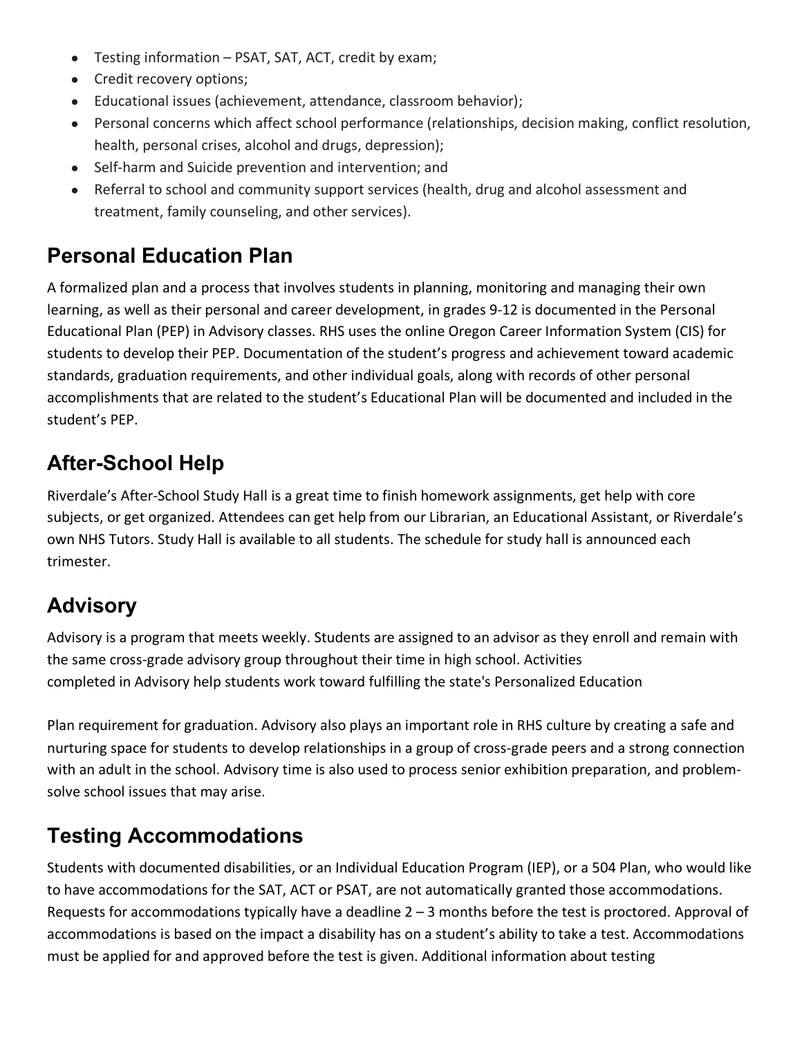- Testing information – PSAT, SAT, ACT, credit by exam;
- Credit recovery options;
- Educational issues (achievement, attendance, classroom behavior);
- Personal concerns which affect school performance (relationships, decision making, conflict resolution, health, personal crises, alcohol and drugs, depression);
- Self-harm and Suicide prevention and intervention; and
- Referral to school and community support services (health, drug and alcohol assessment and treatment, family counseling, and other services).

## Personal Education Plan

A formalized plan and a process that involves students in planning, monitoring and managing their own learning, as well as their personal and career development, in grades 9-12 is documented in the Personal Educational Plan (PEP) in Advisory classes. RHS uses the online Oregon Career Information System (CIS) for students to develop their PEP. Documentation of the student's progress and achievement toward academic standards, graduation requirements, and other individual goals, along with records of other personal accomplishments that are related to the student's Educational Plan will be documented and included in the student's PEP.

## After-School Help

Riverdale's After-School Study Hall is a great time to finish homework assignments, get help with core subjects, or get organized. Attendees can get help from our Librarian, an Educational Assistant, or Riverdale's own NHS Tutors. Study Hall is available to all students. The schedule for study hall is announced each trimester.

## Advisory

Advisory is a program that meets weekly. Students are assigned to an advisor as they enroll and remain with the same cross-grade advisory group throughout their time in high school. Activities completed in Advisory help students work toward fulfilling the state's Personalized Education Plan requirement for graduation. Advisory also plays an important role in RHS culture by creating a safe and nurturing space for students to develop relationships in a group of cross-grade peers and a strong connection with an adult in the school. Advisory time is also used to process senior exhibition preparation, and problem-solve school issues that may arise.

## Testing Accommodations

Students with documented disabilities, or an Individual Education Program (IEP), or a 504 Plan, who would like to have accommodations for the SAT, ACT or PSAT, are not automatically granted those accommodations. Requests for accommodations typically have a deadline 2 – 3 months before the test is proctored. Approval of accommodations is based on the impact a disability has on a student's ability to take a test. Accommodations must be applied for and approved before the test is given. Additional information about testing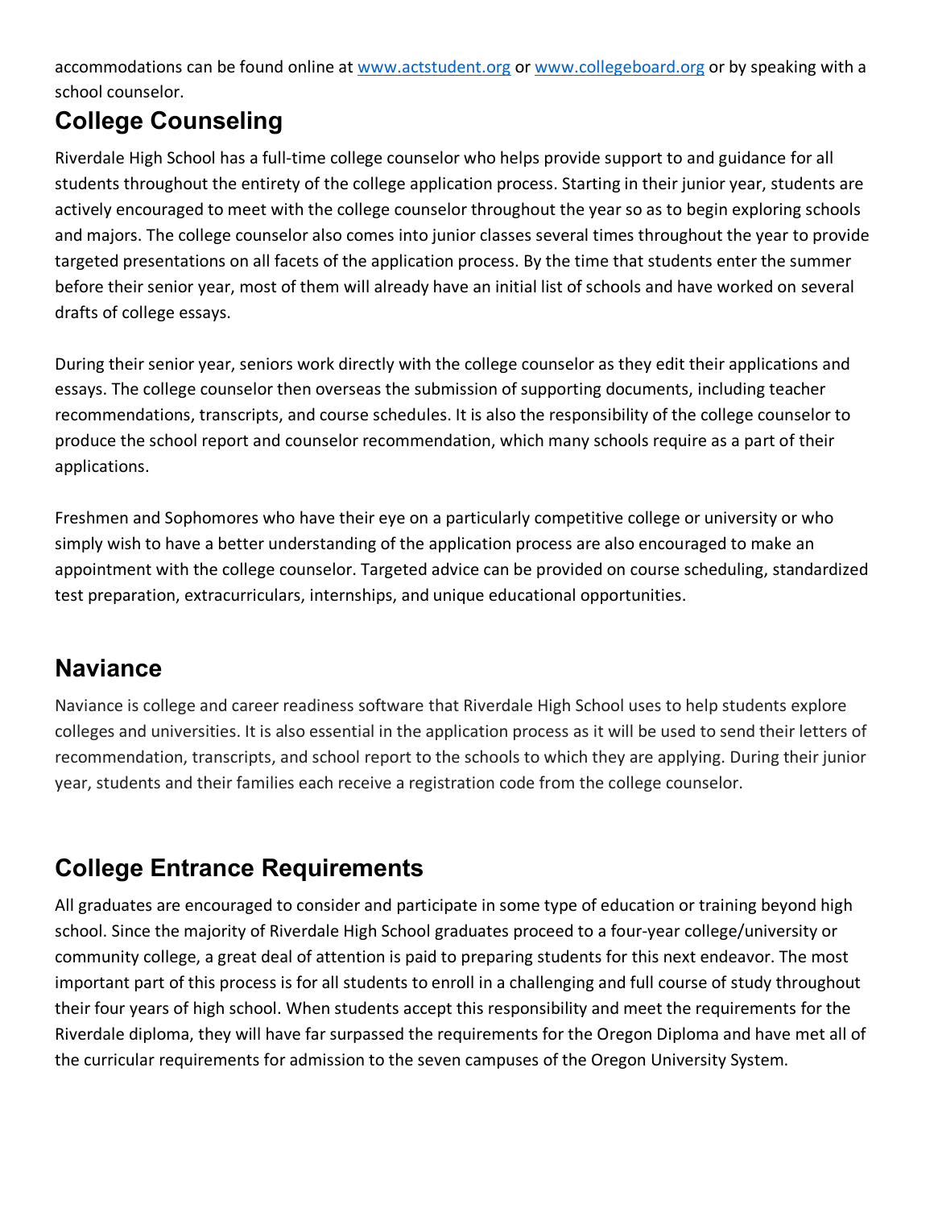accommodations can be found online at [www.actstudent.org](http://www.actstudent.org) or [www.collegeboard.org](http://www.collegeboard.org) or by speaking with a school counselor.

## College Counseling

Riverdale High School has a full-time college counselor who helps provide support to and guidance for all students throughout the entirety of the college application process. Starting in their junior year, students are actively encouraged to meet with the college counselor throughout the year so as to begin exploring schools and majors. The college counselor also comes into junior classes several times throughout the year to provide targeted presentations on all facets of the application process. By the time that students enter the summer before their senior year, most of them will already have an initial list of schools and have worked on several drafts of college essays.

During their senior year, seniors work directly with the college counselor as they edit their applications and essays. The college counselor then overseas the submission of supporting documents, including teacher recommendations, transcripts, and course schedules. It is also the responsibility of the college counselor to produce the school report and counselor recommendation, which many schools require as a part of their applications.

Freshmen and Sophomores who have their eye on a particularly competitive college or university or who simply wish to have a better understanding of the application process are also encouraged to make an appointment with the college counselor. Targeted advice can be provided on course scheduling, standardized test preparation, extracurriculars, internships, and unique educational opportunities.

## Naviance

Naviance is college and career readiness software that Riverdale High School uses to help students explore colleges and universities. It is also essential in the application process as it will be used to send their letters of recommendation, transcripts, and school report to the schools to which they are applying. During their junior year, students and their families each receive a registration code from the college counselor.

## College Entrance Requirements

All graduates are encouraged to consider and participate in some type of education or training beyond high school. Since the majority of Riverdale High School graduates proceed to a four-year college/university or community college, a great deal of attention is paid to preparing students for this next endeavor. The most important part of this process is for all students to enroll in a challenging and full course of study throughout their four years of high school. When students accept this responsibility and meet the requirements for the Riverdale diploma, they will have far surpassed the requirements for the Oregon Diploma and have met all of the curricular requirements for admission to the seven campuses of the Oregon University System.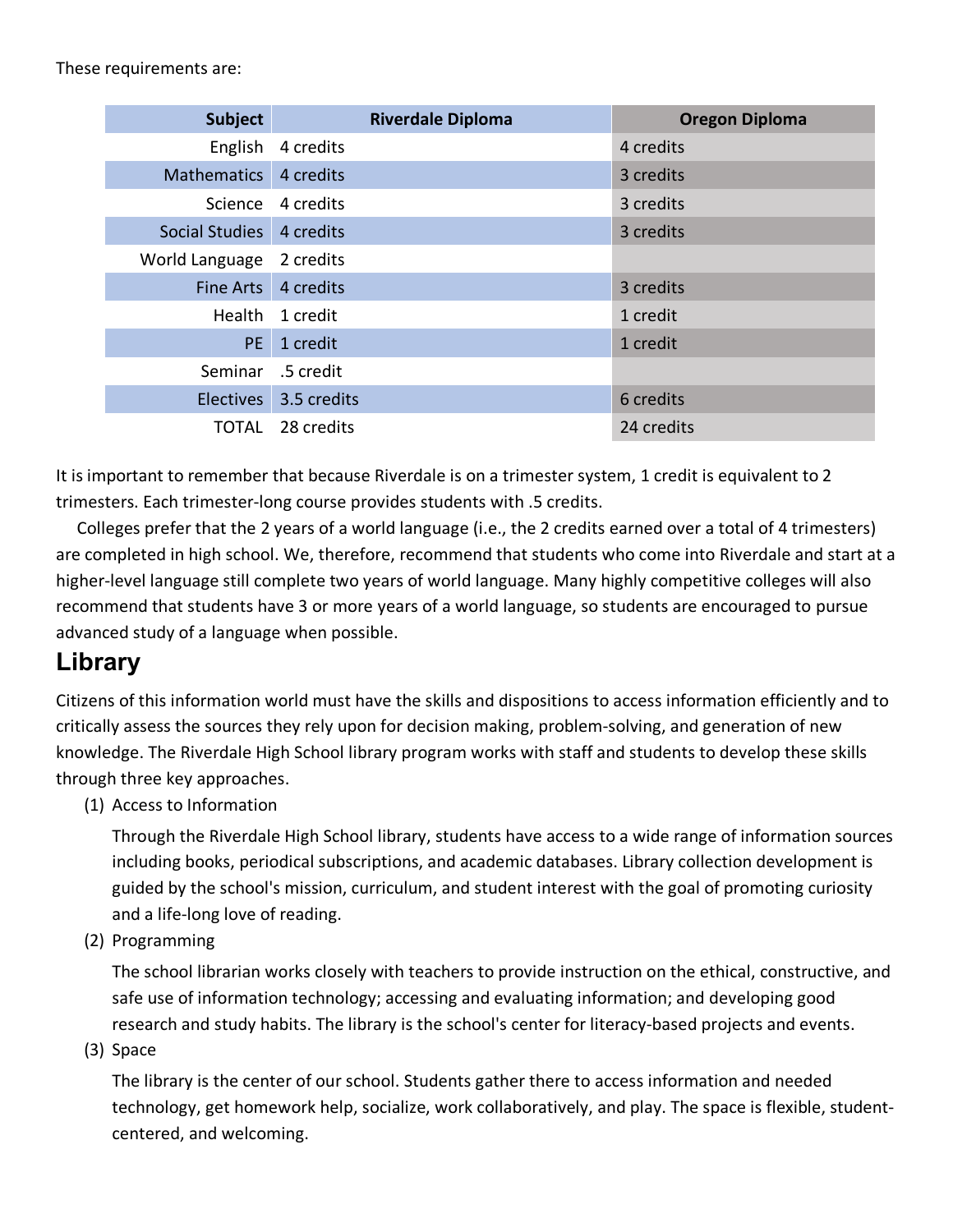These requirements are:

| Subject | Riverdale Diploma | Oregon Diploma |
|---|---|---|
| English | 4 credits | 4 credits |
| Mathematics | 4 credits | 3 credits |
| Science | 4 credits | 3 credits |
| Social Studies | 4 credits | 3 credits |
| World Language | 2 credits | |
| Fine Arts | 4 credits | 3 credits |
| Health | 1 credit | 1 credit |
| PE | 1 credit | 1 credit |
| Seminar | .5 credit | |
| Electives | 3.5 credits | 6 credits |
| TOTAL | 28 credits | 24 credits |

It is important to remember that because Riverdale is on a trimester system, 1 credit is equivalent to 2 trimesters. Each trimester-long course provides students with .5 credits.

Colleges prefer that the 2 years of a world language (i.e., the 2 credits earned over a total of 4 trimesters) are completed in high school. We, therefore, recommend that students who come into Riverdale and start at a higher-level language still complete two years of world language. Many highly competitive colleges will also recommend that students have 3 or more years of a world language, so students are encouraged to pursue advanced study of a language when possible.

## Library

Citizens of this information world must have the skills and dispositions to access information efficiently and to critically assess the sources they rely upon for decision making, problem-solving, and generation of new knowledge. The Riverdale High School library program works with staff and students to develop these skills through three key approaches.

(1) Access to Information

Through the Riverdale High School library, students have access to a wide range of information sources including books, periodical subscriptions, and academic databases. Library collection development is guided by the school's mission, curriculum, and student interest with the goal of promoting curiosity and a life-long love of reading.

(2) Programming

The school librarian works closely with teachers to provide instruction on the ethical, constructive, and safe use of information technology; accessing and evaluating information; and developing good research and study habits. The library is the school's center for literacy-based projects and events.

(3) Space

The library is the center of our school. Students gather there to access information and needed technology, get homework help, socialize, work collaboratively, and play. The space is flexible, student-centered, and welcoming.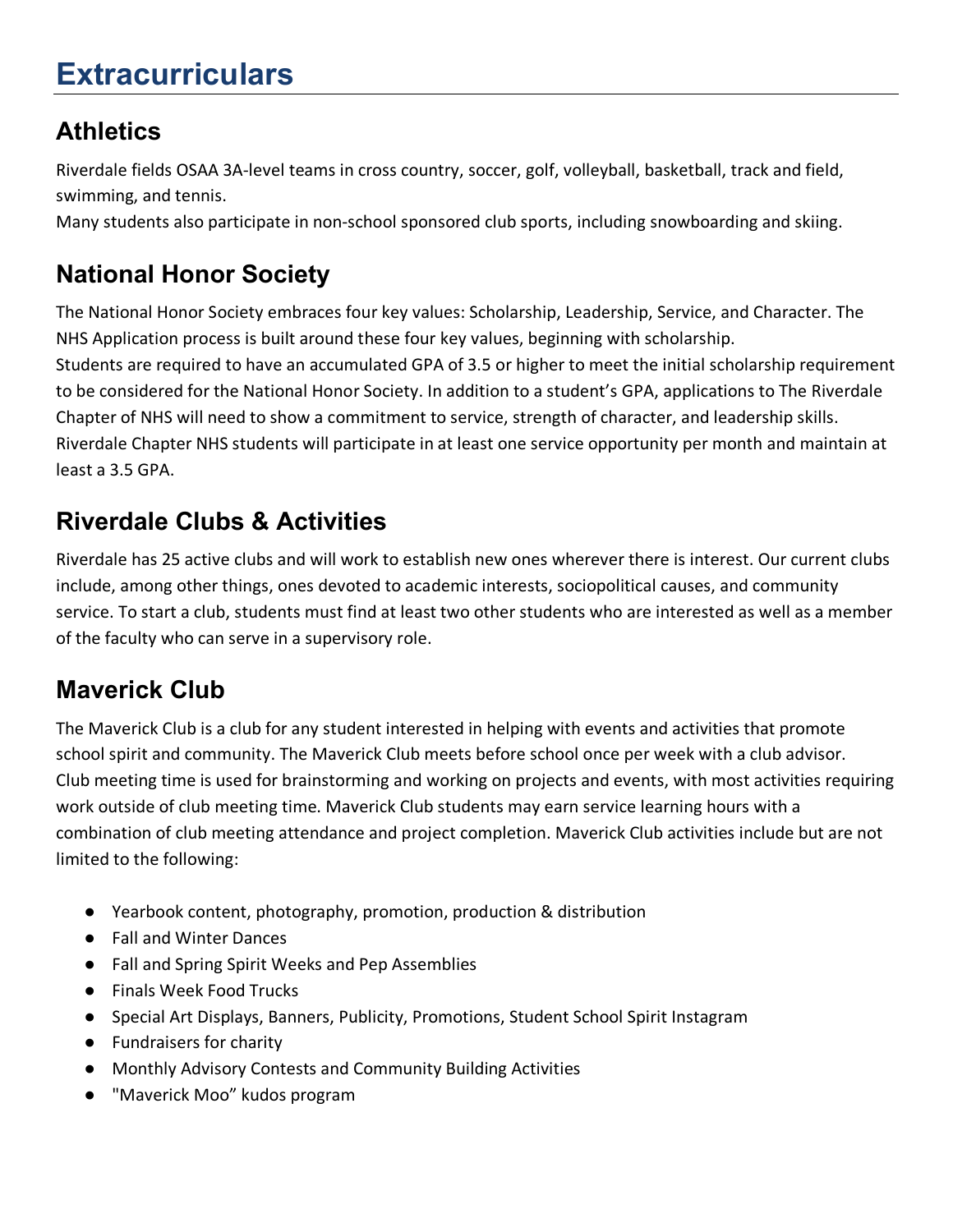# Extracurriculars

## Athletics

Riverdale fields OSAA 3A-level teams in cross country, soccer, golf, volleyball, basketball, track and field, swimming, and tennis.
Many students also participate in non-school sponsored club sports, including snowboarding and skiing.

## National Honor Society

The National Honor Society embraces four key values: Scholarship, Leadership, Service, and Character. The NHS Application process is built around these four key values, beginning with scholarship.
Students are required to have an accumulated GPA of 3.5 or higher to meet the initial scholarship requirement to be considered for the National Honor Society. In addition to a student's GPA, applications to The Riverdale Chapter of NHS will need to show a commitment to service, strength of character, and leadership skills.
Riverdale Chapter NHS students will participate in at least one service opportunity per month and maintain at least a 3.5 GPA.

## Riverdale Clubs & Activities

Riverdale has 25 active clubs and will work to establish new ones wherever there is interest. Our current clubs include, among other things, ones devoted to academic interests, sociopolitical causes, and community service. To start a club, students must find at least two other students who are interested as well as a member of the faculty who can serve in a supervisory role.

## Maverick Club

The Maverick Club is a club for any student interested in helping with events and activities that promote school spirit and community. The Maverick Club meets before school once per week with a club advisor. Club meeting time is used for brainstorming and working on projects and events, with most activities requiring work outside of club meeting time. Maverick Club students may earn service learning hours with a combination of club meeting attendance and project completion. Maverick Club activities include but are not limited to the following:

- Yearbook content, photography, promotion, production & distribution
- Fall and Winter Dances
- Fall and Spring Spirit Weeks and Pep Assemblies
- Finals Week Food Trucks
- Special Art Displays, Banners, Publicity, Promotions, Student School Spirit Instagram
- Fundraisers for charity
- Monthly Advisory Contests and Community Building Activities
- "Maverick Moo" kudos program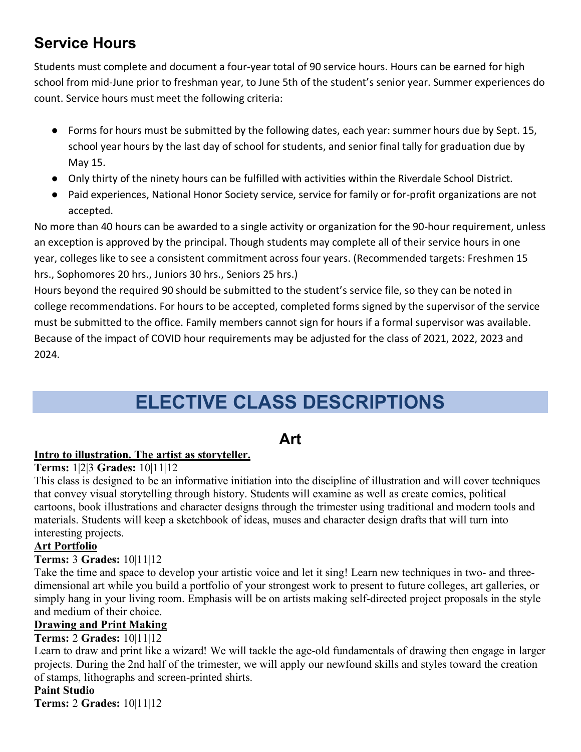## Service Hours

Students must complete and document a four-year total of 90 service hours. Hours can be earned for high school from mid-June prior to freshman year, to June 5th of the student's senior year. Summer experiences do count. Service hours must meet the following criteria:

- Forms for hours must be submitted by the following dates, each year: summer hours due by Sept. 15, school year hours by the last day of school for students, and senior final tally for graduation due by May 15.
- Only thirty of the ninety hours can be fulfilled with activities within the Riverdale School District.
- Paid experiences, National Honor Society service, service for family or for-profit organizations are not accepted.

No more than 40 hours can be awarded to a single activity or organization for the 90-hour requirement, unless an exception is approved by the principal. Though students may complete all of their service hours in one year, colleges like to see a consistent commitment across four years. (Recommended targets: Freshmen 15 hrs., Sophomores 20 hrs., Juniors 30 hrs., Seniors 25 hrs.)

Hours beyond the required 90 should be submitted to the student's service file, so they can be noted in college recommendations. For hours to be accepted, completed forms signed by the supervisor of the service must be submitted to the office. Family members cannot sign for hours if a formal supervisor was available. Because of the impact of COVID hour requirements may be adjusted for the class of 2021, 2022, 2023 and 2024.

# ELECTIVE CLASS DESCRIPTIONS

## Art

**Intro to illustration. The artist as storyteller.**

**Terms:** 1|2|3 **Grades:** 10|11|12

This class is designed to be an informative initiation into the discipline of illustration and will cover techniques that convey visual storytelling through history. Students will examine as well as create comics, political cartoons, book illustrations and character designs through the trimester using traditional and modern tools and materials. Students will keep a sketchbook of ideas, muses and character design drafts that will turn into interesting projects.

**Art Portfolio**

**Terms:** 3 **Grades:** 10|11|12

Take the time and space to develop your artistic voice and let it sing! Learn new techniques in two- and three-dimensional art while you build a portfolio of your strongest work to present to future colleges, art galleries, or simply hang in your living room. Emphasis will be on artists making self-directed project proposals in the style and medium of their choice.

**Drawing and Print Making**

**Terms:** 2 **Grades:** 10|11|12

Learn to draw and print like a wizard! We will tackle the age-old fundamentals of drawing then engage in larger projects. During the 2nd half of the trimester, we will apply our newfound skills and styles toward the creation of stamps, lithographs and screen-printed shirts.

**Paint Studio**

**Terms:** 2 **Grades:** 10|11|12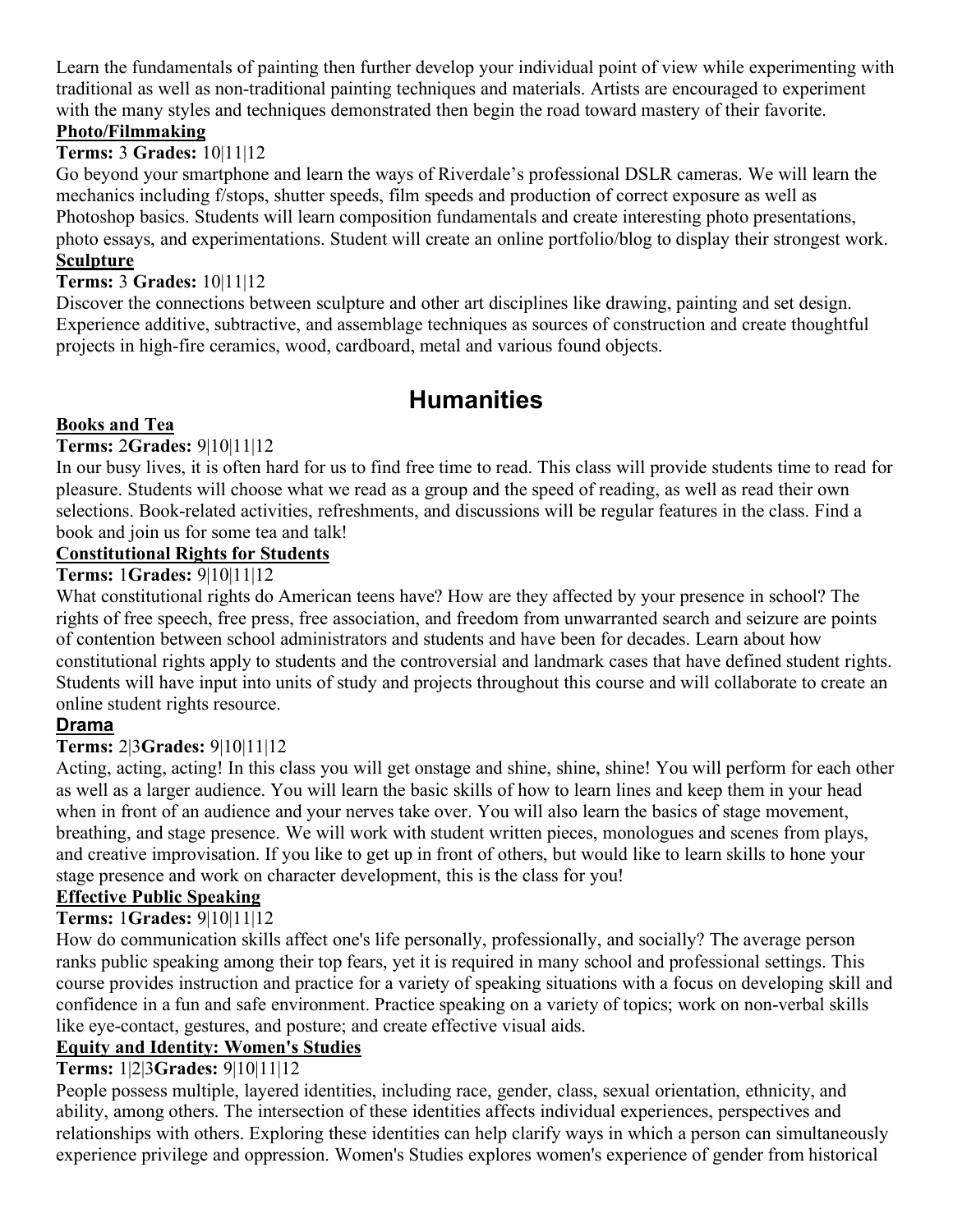Learn the fundamentals of painting then further develop your individual point of view while experimenting with traditional as well as non-traditional painting techniques and materials. Artists are encouraged to experiment with the many styles and techniques demonstrated then begin the road toward mastery of their favorite.

### Photo/Filmmaking

**Terms:** 3 **Grades:** 10|11|12

Go beyond your smartphone and learn the ways of Riverdale's professional DSLR cameras. We will learn the mechanics including f/stops, shutter speeds, film speeds and production of correct exposure as well as Photoshop basics. Students will learn composition fundamentals and create interesting photo presentations, photo essays, and experimentations. Student will create an online portfolio/blog to display their strongest work.

### Sculpture

**Terms:** 3 **Grades:** 10|11|12

Discover the connections between sculpture and other art disciplines like drawing, painting and set design. Experience additive, subtractive, and assemblage techniques as sources of construction and create thoughtful projects in high-fire ceramics, wood, cardboard, metal and various found objects.

## Humanities

### Books and Tea

**Terms:** 2**Grades:** 9|10|11|12

In our busy lives, it is often hard for us to find free time to read. This class will provide students time to read for pleasure. Students will choose what we read as a group and the speed of reading, as well as read their own selections. Book-related activities, refreshments, and discussions will be regular features in the class. Find a book and join us for some tea and talk!

### Constitutional Rights for Students

**Terms:** 1**Grades:** 9|10|11|12

What constitutional rights do American teens have? How are they affected by your presence in school? The rights of free speech, free press, free association, and freedom from unwarranted search and seizure are points of contention between school administrators and students and have been for decades. Learn about how constitutional rights apply to students and the controversial and landmark cases that have defined student rights. Students will have input into units of study and projects throughout this course and will collaborate to create an online student rights resource.

### Drama

**Terms:** 2|3**Grades:** 9|10|11|12

Acting, acting, acting! In this class you will get onstage and shine, shine, shine! You will perform for each other as well as a larger audience. You will learn the basic skills of how to learn lines and keep them in your head when in front of an audience and your nerves take over. You will also learn the basics of stage movement, breathing, and stage presence. We will work with student written pieces, monologues and scenes from plays, and creative improvisation. If you like to get up in front of others, but would like to learn skills to hone your stage presence and work on character development, this is the class for you!

### Effective Public Speaking

**Terms:** 1**Grades:** 9|10|11|12

How do communication skills affect one's life personally, professionally, and socially? The average person ranks public speaking among their top fears, yet it is required in many school and professional settings. This course provides instruction and practice for a variety of speaking situations with a focus on developing skill and confidence in a fun and safe environment. Practice speaking on a variety of topics; work on non-verbal skills like eye-contact, gestures, and posture; and create effective visual aids.

### Equity and Identity: Women's Studies

**Terms:** 1|2|3**Grades:** 9|10|11|12

People possess multiple, layered identities, including race, gender, class, sexual orientation, ethnicity, and ability, among others. The intersection of these identities affects individual experiences, perspectives and relationships with others. Exploring these identities can help clarify ways in which a person can simultaneously experience privilege and oppression. Women's Studies explores women's experience of gender from historical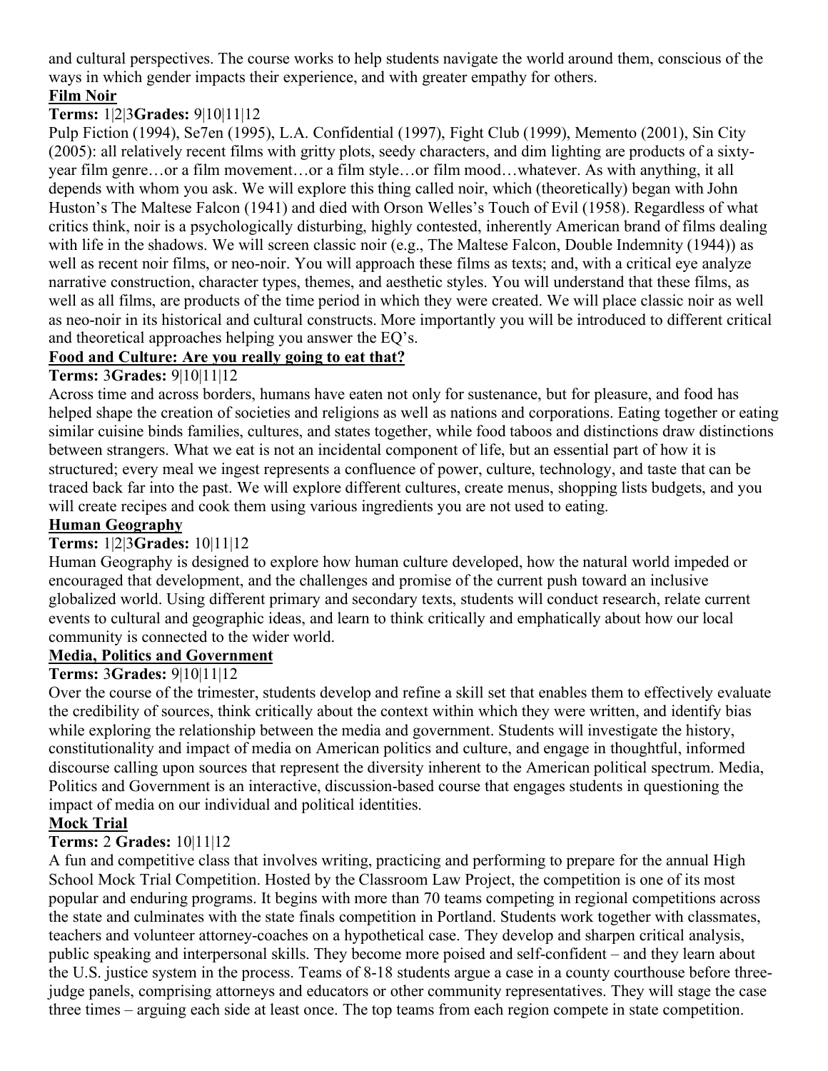and cultural perspectives. The course works to help students navigate the world around them, conscious of the ways in which gender impacts their experience, and with greater empathy for others.

### Film Noir

**Terms:** 1|2|3**Grades:** 9|10|11|12

Pulp Fiction (1994), Se7en (1995), L.A. Confidential (1997), Fight Club (1999), Memento (2001), Sin City (2005): all relatively recent films with gritty plots, seedy characters, and dim lighting are products of a sixty-year film genre…or a film movement…or a film style…or film mood…whatever. As with anything, it all depends with whom you ask. We will explore this thing called noir, which (theoretically) began with John Huston's The Maltese Falcon (1941) and died with Orson Welles's Touch of Evil (1958). Regardless of what critics think, noir is a psychologically disturbing, highly contested, inherently American brand of films dealing with life in the shadows. We will screen classic noir (e.g., The Maltese Falcon, Double Indemnity (1944)) as well as recent noir films, or neo-noir. You will approach these films as texts; and, with a critical eye analyze narrative construction, character types, themes, and aesthetic styles. You will understand that these films, as well as all films, are products of the time period in which they were created. We will place classic noir as well as neo-noir in its historical and cultural constructs. More importantly you will be introduced to different critical and theoretical approaches helping you answer the EQ's.

### Food and Culture: Are you really going to eat that?

**Terms:** 3**Grades:** 9|10|11|12

Across time and across borders, humans have eaten not only for sustenance, but for pleasure, and food has helped shape the creation of societies and religions as well as nations and corporations. Eating together or eating similar cuisine binds families, cultures, and states together, while food taboos and distinctions draw distinctions between strangers. What we eat is not an incidental component of life, but an essential part of how it is structured; every meal we ingest represents a confluence of power, culture, technology, and taste that can be traced back far into the past. We will explore different cultures, create menus, shopping lists budgets, and you will create recipes and cook them using various ingredients you are not used to eating.

### Human Geography

**Terms:** 1|2|3**Grades:** 10|11|12

Human Geography is designed to explore how human culture developed, how the natural world impeded or encouraged that development, and the challenges and promise of the current push toward an inclusive globalized world. Using different primary and secondary texts, students will conduct research, relate current events to cultural and geographic ideas, and learn to think critically and emphatically about how our local community is connected to the wider world.

### Media, Politics and Government

**Terms:** 3**Grades:** 9|10|11|12

Over the course of the trimester, students develop and refine a skill set that enables them to effectively evaluate the credibility of sources, think critically about the context within which they were written, and identify bias while exploring the relationship between the media and government. Students will investigate the history, constitutionality and impact of media on American politics and culture, and engage in thoughtful, informed discourse calling upon sources that represent the diversity inherent to the American political spectrum. Media, Politics and Government is an interactive, discussion-based course that engages students in questioning the impact of media on our individual and political identities.

### Mock Trial

**Terms:** 2 **Grades:** 10|11|12

A fun and competitive class that involves writing, practicing and performing to prepare for the annual High School Mock Trial Competition. Hosted by the Classroom Law Project, the competition is one of its most popular and enduring programs. It begins with more than 70 teams competing in regional competitions across the state and culminates with the state finals competition in Portland. Students work together with classmates, teachers and volunteer attorney-coaches on a hypothetical case. They develop and sharpen critical analysis, public speaking and interpersonal skills. They become more poised and self-confident – and they learn about the U.S. justice system in the process. Teams of 8-18 students argue a case in a county courthouse before three-judge panels, comprising attorneys and educators or other community representatives. They will stage the case three times – arguing each side at least once. The top teams from each region compete in state competition.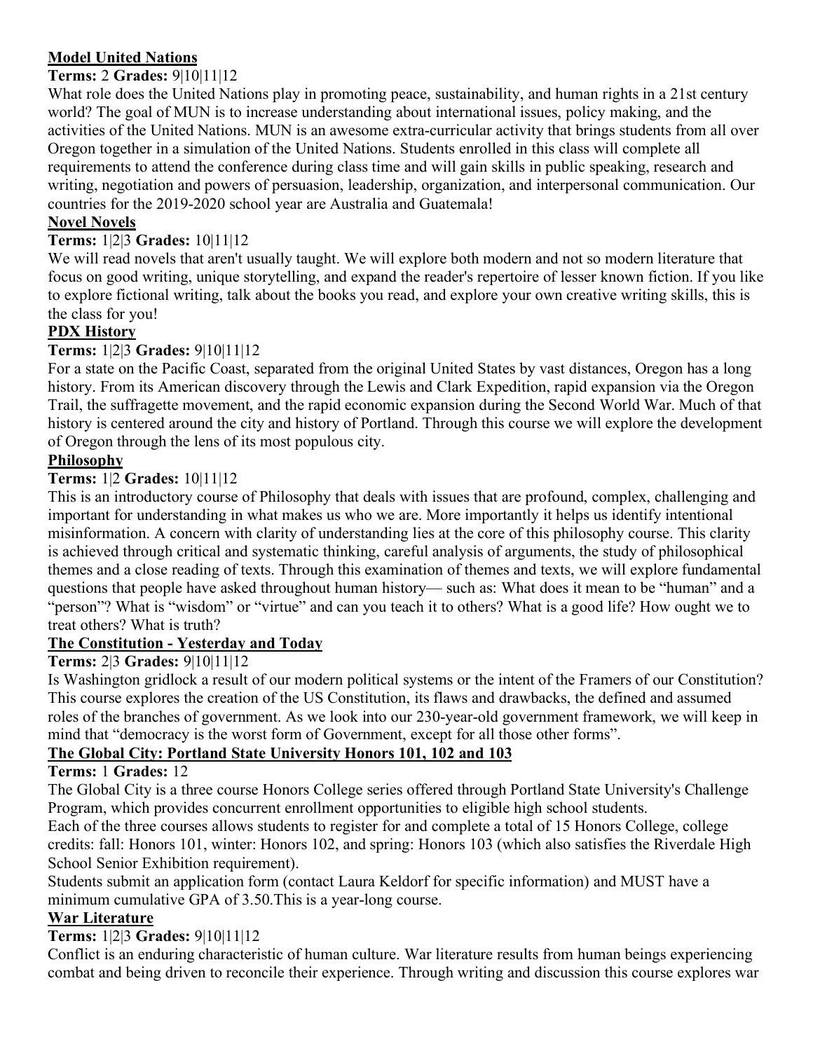**Model United Nations**

**Terms:** 2 **Grades:** 9|10|11|12

What role does the United Nations play in promoting peace, sustainability, and human rights in a 21st century world? The goal of MUN is to increase understanding about international issues, policy making, and the activities of the United Nations. MUN is an awesome extra-curricular activity that brings students from all over Oregon together in a simulation of the United Nations. Students enrolled in this class will complete all requirements to attend the conference during class time and will gain skills in public speaking, research and writing, negotiation and powers of persuasion, leadership, organization, and interpersonal communication. Our countries for the 2019-2020 school year are Australia and Guatemala!

**Novel Novels**

**Terms:** 1|2|3 **Grades:** 10|11|12

We will read novels that aren't usually taught. We will explore both modern and not so modern literature that focus on good writing, unique storytelling, and expand the reader's repertoire of lesser known fiction. If you like to explore fictional writing, talk about the books you read, and explore your own creative writing skills, this is the class for you!

**PDX History**

**Terms:** 1|2|3 **Grades:** 9|10|11|12

For a state on the Pacific Coast, separated from the original United States by vast distances, Oregon has a long history. From its American discovery through the Lewis and Clark Expedition, rapid expansion via the Oregon Trail, the suffragette movement, and the rapid economic expansion during the Second World War. Much of that history is centered around the city and history of Portland. Through this course we will explore the development of Oregon through the lens of its most populous city.

**Philosophy**

**Terms:** 1|2 **Grades:** 10|11|12

This is an introductory course of Philosophy that deals with issues that are profound, complex, challenging and important for understanding in what makes us who we are. More importantly it helps us identify intentional misinformation. A concern with clarity of understanding lies at the core of this philosophy course. This clarity is achieved through critical and systematic thinking, careful analysis of arguments, the study of philosophical themes and a close reading of texts. Through this examination of themes and texts, we will explore fundamental questions that people have asked throughout human history— such as: What does it mean to be "human" and a "person"? What is "wisdom" or "virtue" and can you teach it to others? What is a good life? How ought we to treat others? What is truth?

**The Constitution - Yesterday and Today**

**Terms:** 2|3 **Grades:** 9|10|11|12

Is Washington gridlock a result of our modern political systems or the intent of the Framers of our Constitution? This course explores the creation of the US Constitution, its flaws and drawbacks, the defined and assumed roles of the branches of government. As we look into our 230-year-old government framework, we will keep in mind that "democracy is the worst form of Government, except for all those other forms".

**The Global City: Portland State University Honors 101, 102 and 103**

**Terms:** 1 **Grades:** 12

The Global City is a three course Honors College series offered through Portland State University's Challenge Program, which provides concurrent enrollment opportunities to eligible high school students.

Each of the three courses allows students to register for and complete a total of 15 Honors College, college credits: fall: Honors 101, winter: Honors 102, and spring: Honors 103 (which also satisfies the Riverdale High School Senior Exhibition requirement).

Students submit an application form (contact Laura Keldorf for specific information) and MUST have a minimum cumulative GPA of 3.50.This is a year-long course.

**War Literature**

**Terms:** 1|2|3 **Grades:** 9|10|11|12

Conflict is an enduring characteristic of human culture. War literature results from human beings experiencing combat and being driven to reconcile their experience. Through writing and discussion this course explores war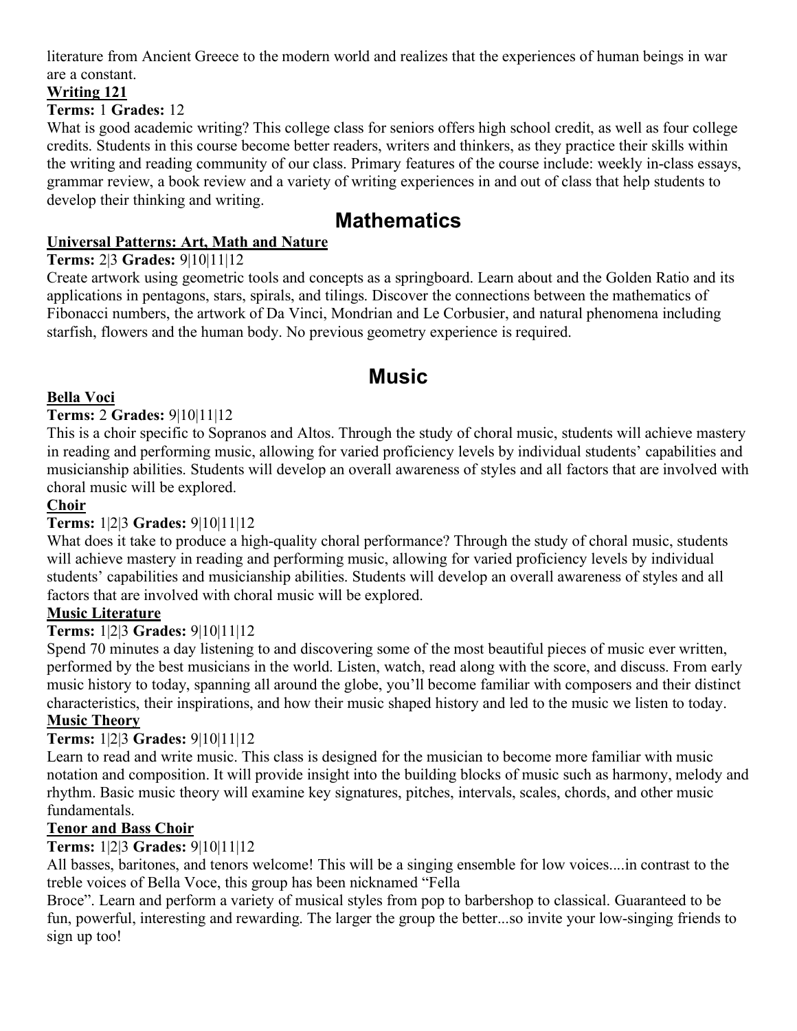literature from Ancient Greece to the modern world and realizes that the experiences of human beings in war are a constant.

**Writing 121**

**Terms:** 1 **Grades:** 12

What is good academic writing? This college class for seniors offers high school credit, as well as four college credits. Students in this course become better readers, writers and thinkers, as they practice their skills within the writing and reading community of our class. Primary features of the course include: weekly in-class essays, grammar review, a book review and a variety of writing experiences in and out of class that help students to develop their thinking and writing.

# Mathematics

**Universal Patterns: Art, Math and Nature**

**Terms:** 2|3 **Grades:** 9|10|11|12

Create artwork using geometric tools and concepts as a springboard. Learn about and the Golden Ratio and its applications in pentagons, stars, spirals, and tilings. Discover the connections between the mathematics of Fibonacci numbers, the artwork of Da Vinci, Mondrian and Le Corbusier, and natural phenomena including starfish, flowers and the human body. No previous geometry experience is required.

# Music

**Bella Voci**

**Terms:** 2 **Grades:** 9|10|11|12

This is a choir specific to Sopranos and Altos. Through the study of choral music, students will achieve mastery in reading and performing music, allowing for varied proficiency levels by individual students' capabilities and musicianship abilities. Students will develop an overall awareness of styles and all factors that are involved with choral music will be explored.

**Choir**

**Terms:** 1|2|3 **Grades:** 9|10|11|12

What does it take to produce a high-quality choral performance? Through the study of choral music, students will achieve mastery in reading and performing music, allowing for varied proficiency levels by individual students' capabilities and musicianship abilities. Students will develop an overall awareness of styles and all factors that are involved with choral music will be explored.

**Music Literature**

**Terms:** 1|2|3 **Grades:** 9|10|11|12

Spend 70 minutes a day listening to and discovering some of the most beautiful pieces of music ever written, performed by the best musicians in the world. Listen, watch, read along with the score, and discuss. From early music history to today, spanning all around the globe, you'll become familiar with composers and their distinct characteristics, their inspirations, and how their music shaped history and led to the music we listen to today.

**Music Theory**

**Terms:** 1|2|3 **Grades:** 9|10|11|12

Learn to read and write music. This class is designed for the musician to become more familiar with music notation and composition. It will provide insight into the building blocks of music such as harmony, melody and rhythm. Basic music theory will examine key signatures, pitches, intervals, scales, chords, and other music fundamentals.

**Tenor and Bass Choir**

**Terms:** 1|2|3 **Grades:** 9|10|11|12

All basses, baritones, and tenors welcome! This will be a singing ensemble for low voices....in contrast to the treble voices of Bella Voce, this group has been nicknamed "Fella Broce". Learn and perform a variety of musical styles from pop to barbershop to classical. Guaranteed to be fun, powerful, interesting and rewarding. The larger the group the better...so invite your low-singing friends to sign up too!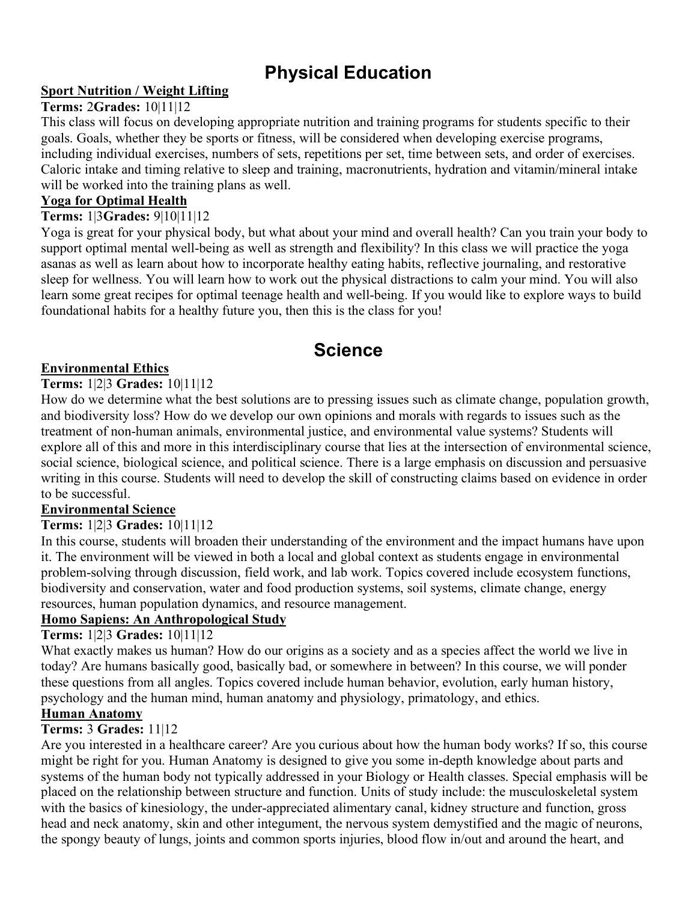# Physical Education

**Sport Nutrition / Weight Lifting**

**Terms:** 2**Grades:** 10|11|12

This class will focus on developing appropriate nutrition and training programs for students specific to their goals. Goals, whether they be sports or fitness, will be considered when developing exercise programs, including individual exercises, numbers of sets, repetitions per set, time between sets, and order of exercises. Caloric intake and timing relative to sleep and training, macronutrients, hydration and vitamin/mineral intake will be worked into the training plans as well.

**Yoga for Optimal Health**

**Terms:** 1|3**Grades:** 9|10|11|12

Yoga is great for your physical body, but what about your mind and overall health? Can you train your body to support optimal mental well-being as well as strength and flexibility? In this class we will practice the yoga asanas as well as learn about how to incorporate healthy eating habits, reflective journaling, and restorative sleep for wellness. You will learn how to work out the physical distractions to calm your mind. You will also learn some great recipes for optimal teenage health and well-being. If you would like to explore ways to build foundational habits for a healthy future you, then this is the class for you!

# Science

**Environmental Ethics**

**Terms:** 1|2|3 **Grades:** 10|11|12

How do we determine what the best solutions are to pressing issues such as climate change, population growth, and biodiversity loss? How do we develop our own opinions and morals with regards to issues such as the treatment of non-human animals, environmental justice, and environmental value systems? Students will explore all of this and more in this interdisciplinary course that lies at the intersection of environmental science, social science, biological science, and political science. There is a large emphasis on discussion and persuasive writing in this course. Students will need to develop the skill of constructing claims based on evidence in order to be successful.

**Environmental Science**

**Terms:** 1|2|3 **Grades:** 10|11|12

In this course, students will broaden their understanding of the environment and the impact humans have upon it. The environment will be viewed in both a local and global context as students engage in environmental problem-solving through discussion, field work, and lab work. Topics covered include ecosystem functions, biodiversity and conservation, water and food production systems, soil systems, climate change, energy resources, human population dynamics, and resource management.

**Homo Sapiens: An Anthropological Study**

**Terms:** 1|2|3 **Grades:** 10|11|12

What exactly makes us human? How do our origins as a society and as a species affect the world we live in today? Are humans basically good, basically bad, or somewhere in between? In this course, we will ponder these questions from all angles. Topics covered include human behavior, evolution, early human history, psychology and the human mind, human anatomy and physiology, primatology, and ethics.

**Human Anatomy**

**Terms:** 3 **Grades:** 11|12

Are you interested in a healthcare career? Are you curious about how the human body works? If so, this course might be right for you. Human Anatomy is designed to give you some in-depth knowledge about parts and systems of the human body not typically addressed in your Biology or Health classes. Special emphasis will be placed on the relationship between structure and function. Units of study include: the musculoskeletal system with the basics of kinesiology, the under-appreciated alimentary canal, kidney structure and function, gross head and neck anatomy, skin and other integument, the nervous system demystified and the magic of neurons, the spongy beauty of lungs, joints and common sports injuries, blood flow in/out and around the heart, and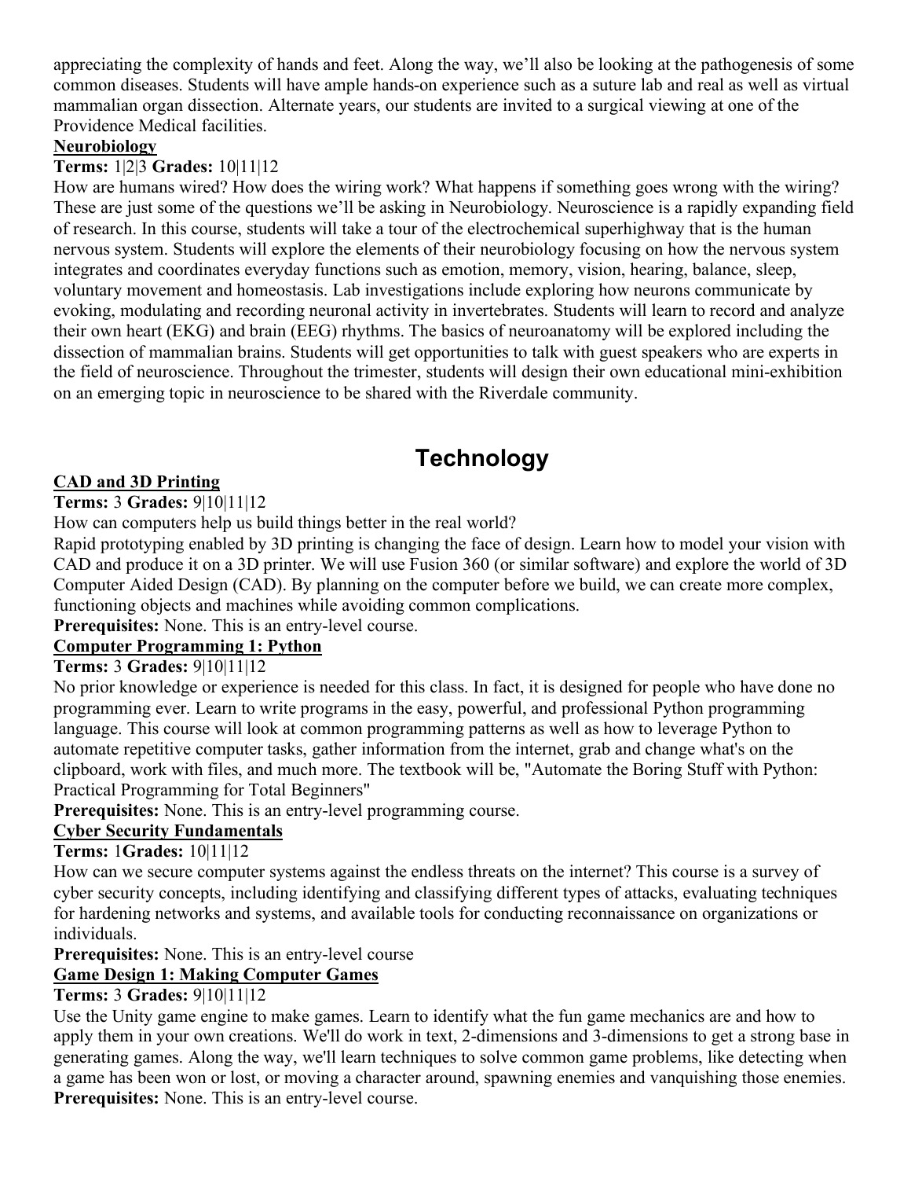appreciating the complexity of hands and feet. Along the way, we'll also be looking at the pathogenesis of some common diseases. Students will have ample hands-on experience such as a suture lab and real as well as virtual mammalian organ dissection. Alternate years, our students are invited to a surgical viewing at one of the Providence Medical facilities.

### Neurobiology

**Terms:** 1|2|3 **Grades:** 10|11|12

How are humans wired? How does the wiring work? What happens if something goes wrong with the wiring? These are just some of the questions we'll be asking in Neurobiology. Neuroscience is a rapidly expanding field of research. In this course, students will take a tour of the electrochemical superhighway that is the human nervous system. Students will explore the elements of their neurobiology focusing on how the nervous system integrates and coordinates everyday functions such as emotion, memory, vision, hearing, balance, sleep, voluntary movement and homeostasis. Lab investigations include exploring how neurons communicate by evoking, modulating and recording neuronal activity in invertebrates. Students will learn to record and analyze their own heart (EKG) and brain (EEG) rhythms. The basics of neuroanatomy will be explored including the dissection of mammalian brains. Students will get opportunities to talk with guest speakers who are experts in the field of neuroscience. Throughout the trimester, students will design their own educational mini-exhibition on an emerging topic in neuroscience to be shared with the Riverdale community.

# Technology

### CAD and 3D Printing

**Terms:** 3 **Grades:** 9|10|11|12

How can computers help us build things better in the real world?

Rapid prototyping enabled by 3D printing is changing the face of design. Learn how to model your vision with CAD and produce it on a 3D printer. We will use Fusion 360 (or similar software) and explore the world of 3D Computer Aided Design (CAD). By planning on the computer before we build, we can create more complex, functioning objects and machines while avoiding common complications.

**Prerequisites:** None. This is an entry-level course.

### Computer Programming 1: Python

**Terms:** 3 **Grades:** 9|10|11|12

No prior knowledge or experience is needed for this class. In fact, it is designed for people who have done no programming ever. Learn to write programs in the easy, powerful, and professional Python programming language. This course will look at common programming patterns as well as how to leverage Python to automate repetitive computer tasks, gather information from the internet, grab and change what's on the clipboard, work with files, and much more. The textbook will be, "Automate the Boring Stuff with Python: Practical Programming for Total Beginners"

**Prerequisites:** None. This is an entry-level programming course.

### Cyber Security Fundamentals

**Terms:** 1**Grades:** 10|11|12

How can we secure computer systems against the endless threats on the internet? This course is a survey of cyber security concepts, including identifying and classifying different types of attacks, evaluating techniques for hardening networks and systems, and available tools for conducting reconnaissance on organizations or individuals.

**Prerequisites:** None. This is an entry-level course

### Game Design 1: Making Computer Games

**Terms:** 3 **Grades:** 9|10|11|12

Use the Unity game engine to make games. Learn to identify what the fun game mechanics are and how to apply them in your own creations. We'll do work in text, 2-dimensions and 3-dimensions to get a strong base in generating games. Along the way, we'll learn techniques to solve common game problems, like detecting when a game has been won or lost, or moving a character around, spawning enemies and vanquishing those enemies.

**Prerequisites:** None. This is an entry-level course.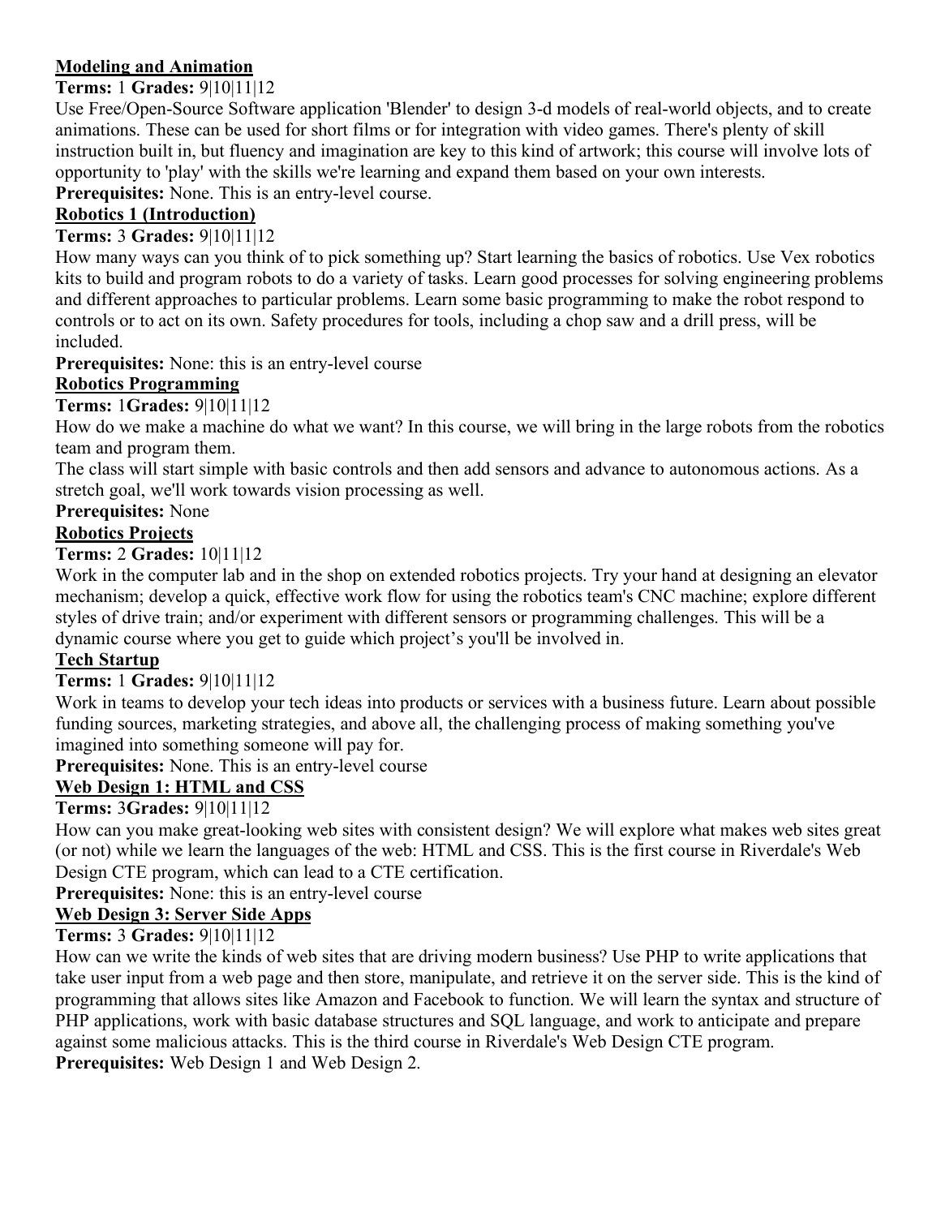**Modeling and Animation**

**Terms:** 1 **Grades:** 9|10|11|12

Use Free/Open-Source Software application 'Blender' to design 3-d models of real-world objects, and to create animations. These can be used for short films or for integration with video games. There's plenty of skill instruction built in, but fluency and imagination are key to this kind of artwork; this course will involve lots of opportunity to 'play' with the skills we're learning and expand them based on your own interests.

**Prerequisites:** None. This is an entry-level course.

**Robotics 1 (Introduction)**

**Terms:** 3 **Grades:** 9|10|11|12

How many ways can you think of to pick something up? Start learning the basics of robotics. Use Vex robotics kits to build and program robots to do a variety of tasks. Learn good processes for solving engineering problems and different approaches to particular problems. Learn some basic programming to make the robot respond to controls or to act on its own. Safety procedures for tools, including a chop saw and a drill press, will be included.

**Prerequisites:** None: this is an entry-level course

**Robotics Programming**

**Terms:** 1**Grades:** 9|10|11|12

How do we make a machine do what we want? In this course, we will bring in the large robots from the robotics team and program them.

The class will start simple with basic controls and then add sensors and advance to autonomous actions. As a stretch goal, we'll work towards vision processing as well.

**Prerequisites:** None

**Robotics Projects**

**Terms:** 2 **Grades:** 10|11|12

Work in the computer lab and in the shop on extended robotics projects. Try your hand at designing an elevator mechanism; develop a quick, effective work flow for using the robotics team's CNC machine; explore different styles of drive train; and/or experiment with different sensors or programming challenges. This will be a dynamic course where you get to guide which project's you'll be involved in.

**Tech Startup**

**Terms:** 1 **Grades:** 9|10|11|12

Work in teams to develop your tech ideas into products or services with a business future. Learn about possible funding sources, marketing strategies, and above all, the challenging process of making something you've imagined into something someone will pay for.

**Prerequisites:** None. This is an entry-level course

**Web Design 1: HTML and CSS**

**Terms:** 3**Grades:** 9|10|11|12

How can you make great-looking web sites with consistent design? We will explore what makes web sites great (or not) while we learn the languages of the web: HTML and CSS. This is the first course in Riverdale's Web Design CTE program, which can lead to a CTE certification.

**Prerequisites:** None: this is an entry-level course

**Web Design 3: Server Side Apps**

**Terms:** 3 **Grades:** 9|10|11|12

How can we write the kinds of web sites that are driving modern business? Use PHP to write applications that take user input from a web page and then store, manipulate, and retrieve it on the server side. This is the kind of programming that allows sites like Amazon and Facebook to function. We will learn the syntax and structure of PHP applications, work with basic database structures and SQL language, and work to anticipate and prepare against some malicious attacks. This is the third course in Riverdale's Web Design CTE program.

**Prerequisites:** Web Design 1 and Web Design 2.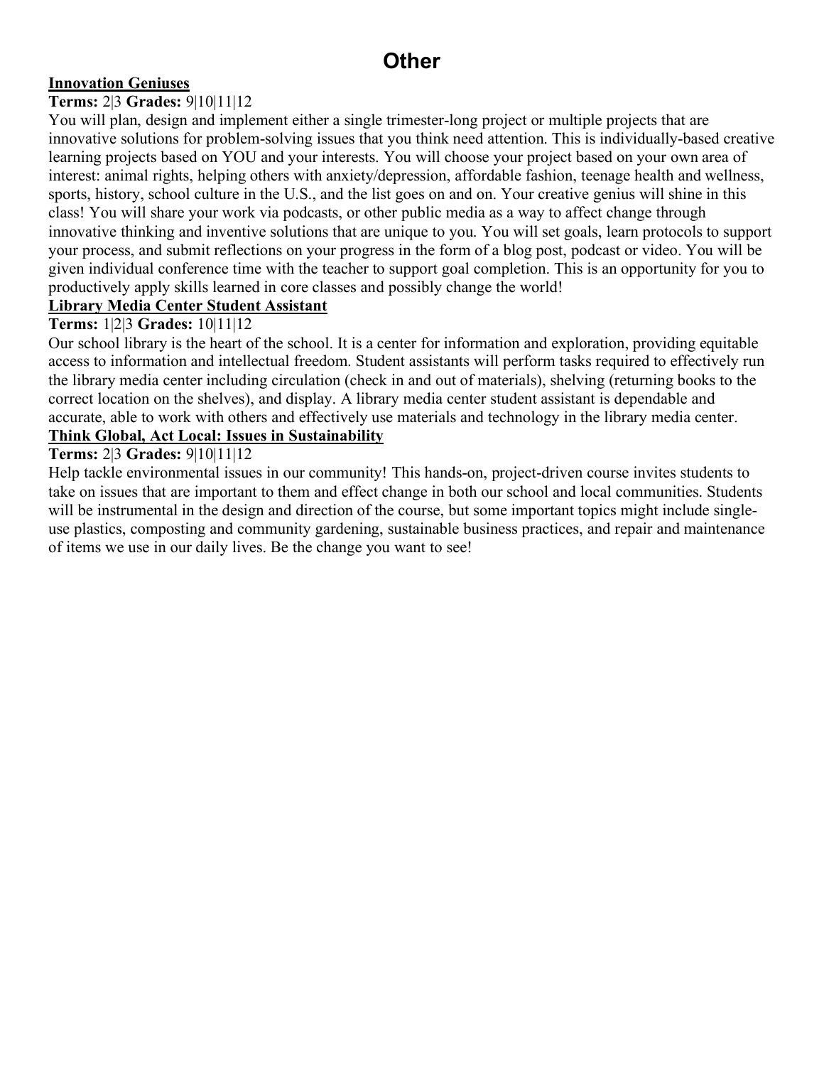# Other

**Innovation Geniuses**

**Terms:** 2|3 **Grades:** 9|10|11|12

You will plan, design and implement either a single trimester-long project or multiple projects that are innovative solutions for problem-solving issues that you think need attention. This is individually-based creative learning projects based on YOU and your interests. You will choose your project based on your own area of interest: animal rights, helping others with anxiety/depression, affordable fashion, teenage health and wellness, sports, history, school culture in the U.S., and the list goes on and on. Your creative genius will shine in this class! You will share your work via podcasts, or other public media as a way to affect change through innovative thinking and inventive solutions that are unique to you. You will set goals, learn protocols to support your process, and submit reflections on your progress in the form of a blog post, podcast or video. You will be given individual conference time with the teacher to support goal completion. This is an opportunity for you to productively apply skills learned in core classes and possibly change the world!

**Library Media Center Student Assistant**

**Terms:** 1|2|3 **Grades:** 10|11|12

Our school library is the heart of the school. It is a center for information and exploration, providing equitable access to information and intellectual freedom. Student assistants will perform tasks required to effectively run the library media center including circulation (check in and out of materials), shelving (returning books to the correct location on the shelves), and display. A library media center student assistant is dependable and accurate, able to work with others and effectively use materials and technology in the library media center.

**Think Global, Act Local: Issues in Sustainability**

**Terms:** 2|3 **Grades:** 9|10|11|12

Help tackle environmental issues in our community! This hands-on, project-driven course invites students to take on issues that are important to them and effect change in both our school and local communities. Students will be instrumental in the design and direction of the course, but some important topics might include single-use plastics, composting and community gardening, sustainable business practices, and repair and maintenance of items we use in our daily lives. Be the change you want to see!